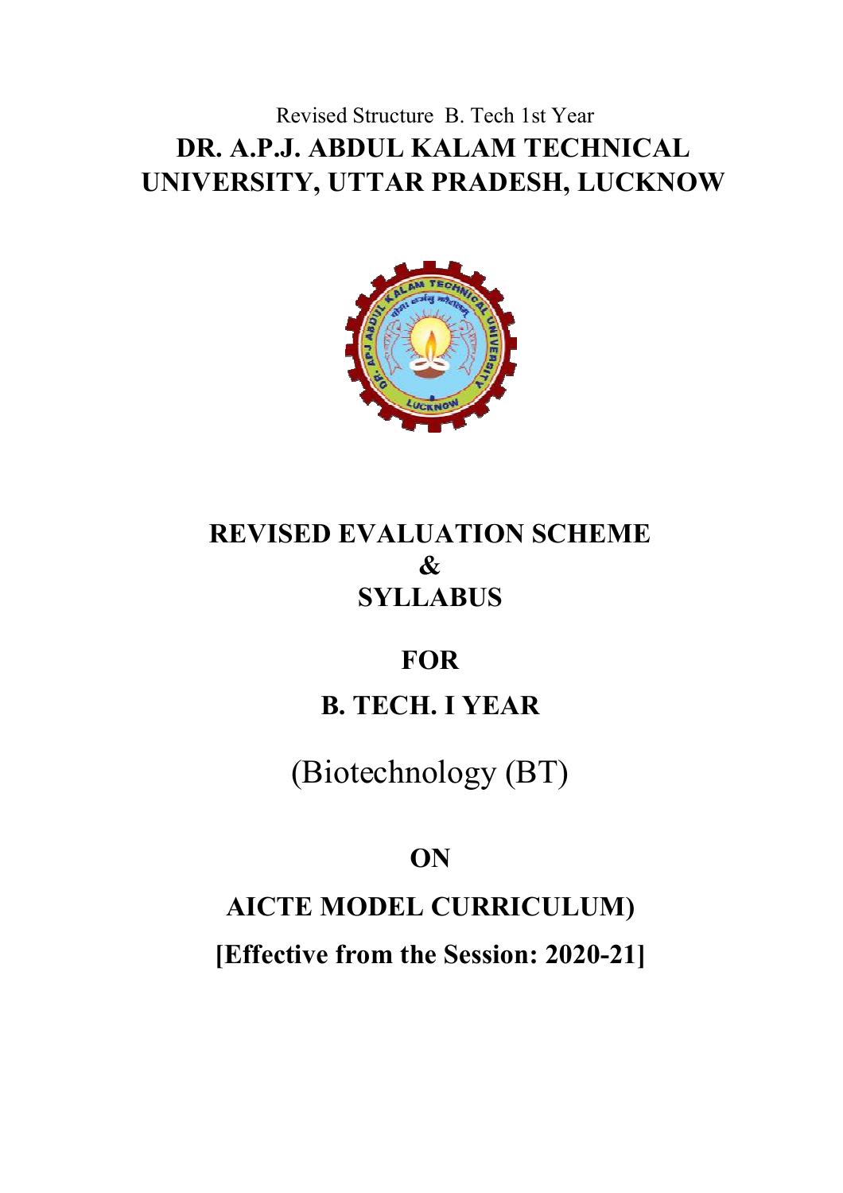Revised Structure B. Tech 1st Year

# DR. A.P.J. ABDUL KALAM TECHNICAL UNIVERSITY, UTTAR PRADESH, LUCKNOW

## REVISED EVALUATION SCHEME & SYLLABUS

## FOR

## B. TECH. I YEAR

(Biotechnology (BT)

## ON

## AICTE MODEL CURRICULUM)

## [Effective from the Session: 2020-21]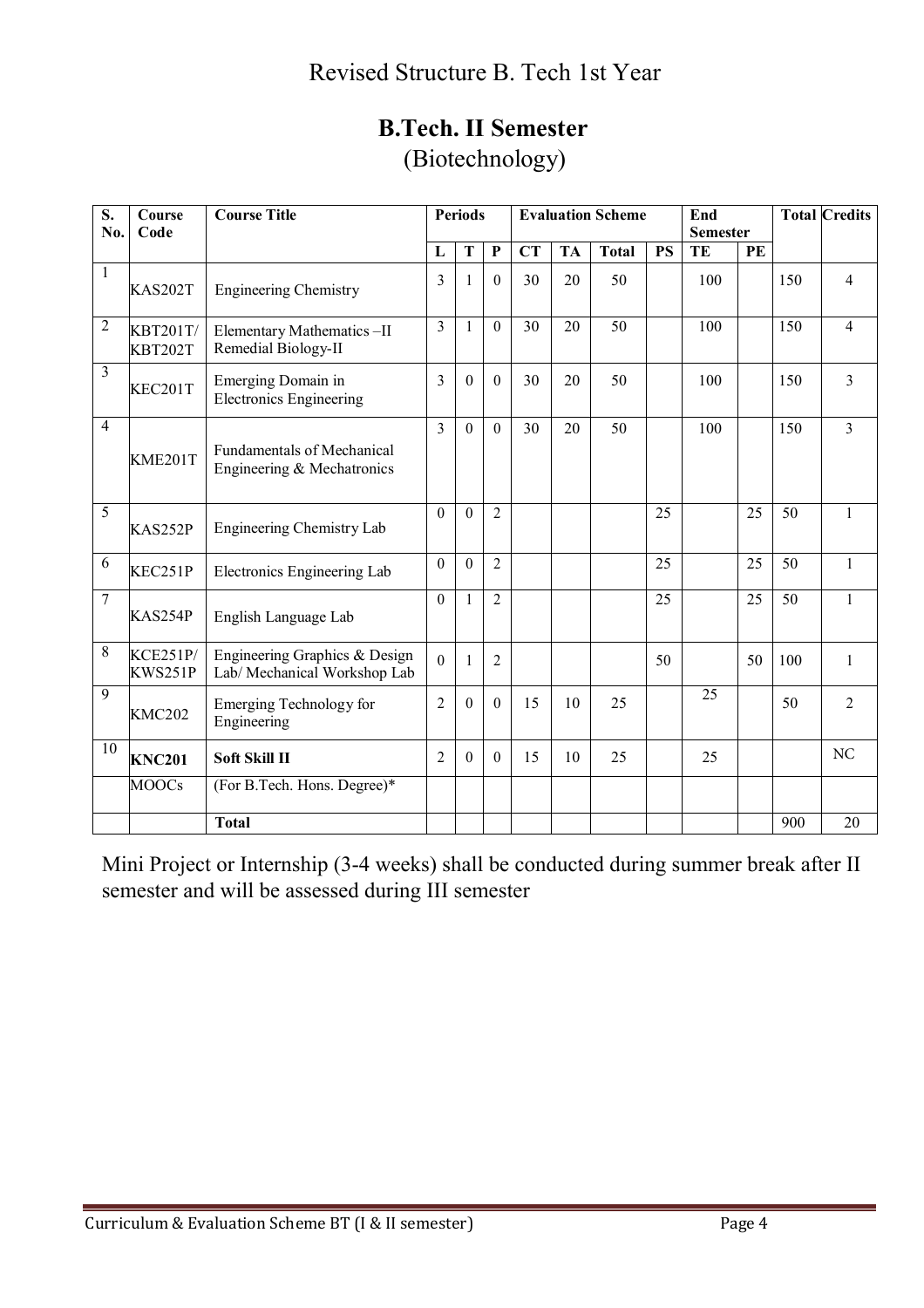# Revised Structure B. Tech 1st Year

## B.Tech. II Semester
(Biotechnology)

| S. No. | Course Code | Course Title | Periods | | | Evaluation Scheme | | | | End Semester | | Total | Credits |
|---|---|---|---|---|---|---|---|---|---|---|---|---|---|
| | | | L | T | P | CT | TA | Total | PS | TE | PE | | |
| 1 | KAS202T | Engineering Chemistry | 3 | 1 | 0 | 30 | 20 | 50 | | 100 | | 150 | 4 |
| 2 | KBT201T/ KBT202T | Elementary Mathematics –II Remedial Biology-II | 3 | 1 | 0 | 30 | 20 | 50 | | 100 | | 150 | 4 |
| 3 | KEC201T | Emerging Domain in Electronics Engineering | 3 | 0 | 0 | 30 | 20 | 50 | | 100 | | 150 | 3 |
| 4 | KME201T | Fundamentals of Mechanical Engineering & Mechatronics | 3 | 0 | 0 | 30 | 20 | 50 | | 100 | | 150 | 3 |
| 5 | KAS252P | Engineering Chemistry Lab | 0 | 0 | 2 | | | | 25 | | 25 | 50 | 1 |
| 6 | KEC251P | Electronics Engineering Lab | 0 | 0 | 2 | | | | 25 | | 25 | 50 | 1 |
| 7 | KAS254P | English Language Lab | 0 | 1 | 2 | | | | 25 | | 25 | 50 | 1 |
| 8 | KCE251P/ KWS251P | Engineering Graphics & Design Lab/ Mechanical Workshop Lab | 0 | 1 | 2 | | | | 50 | | 50 | 100 | 1 |
| 9 | KMC202 | Emerging Technology for Engineering | 2 | 0 | 0 | 15 | 10 | 25 | | 25 | | 50 | 2 |
| 10 | **KNC201** | **Soft Skill II** | 2 | 0 | 0 | 15 | 10 | 25 | | 25 | | | NC |
| | MOOCs | (For B.Tech. Hons. Degree)* | | | | | | | | | | | |
| | | **Total** | | | | | | | | | | 900 | 20 |

Mini Project or Internship (3-4 weeks) shall be conducted during summer break after II semester and will be assessed during III semester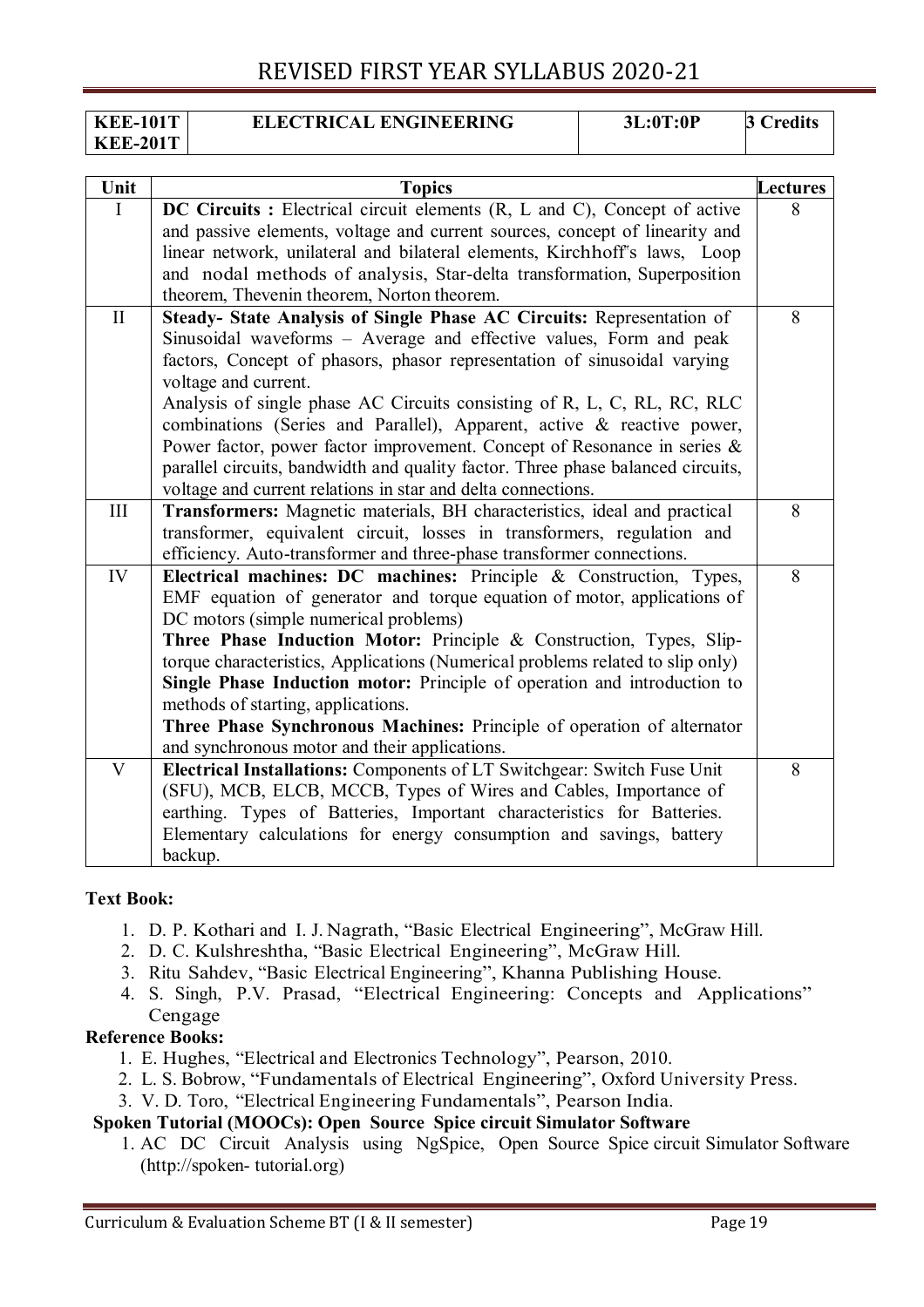| KEE-101T KEE-201T | ELECTRICAL ENGINEERING | 3L:0T:0P | 3 Credits |
|---|---|---|---|

| Unit | Topics | Lectures |
|---|---|---|
| I | **DC Circuits :** Electrical circuit elements (R, L and C), Concept of active and passive elements, voltage and current sources, concept of linearity and linear network, unilateral and bilateral elements, Kirchhoff's laws, Loop and nodal methods of analysis, Star-delta transformation, Superposition theorem, Thevenin theorem, Norton theorem. | 8 |
| II | **Steady- State Analysis of Single Phase AC Circuits:** Representation of Sinusoidal waveforms – Average and effective values, Form and peak factors, Concept of phasors, phasor representation of sinusoidal varying voltage and current. Analysis of single phase AC Circuits consisting of R, L, C, RL, RC, RLC combinations (Series and Parallel), Apparent, active & reactive power, Power factor, power factor improvement. Concept of Resonance in series & parallel circuits, bandwidth and quality factor. Three phase balanced circuits, voltage and current relations in star and delta connections. | 8 |
| III | **Transformers:** Magnetic materials, BH characteristics, ideal and practical transformer, equivalent circuit, losses in transformers, regulation and efficiency. Auto-transformer and three-phase transformer connections. | 8 |
| IV | **Electrical machines: DC machines:** Principle & Construction, Types, EMF equation of generator and torque equation of motor, applications of DC motors (simple numerical problems) **Three Phase Induction Motor:** Principle & Construction, Types, Slip-torque characteristics, Applications (Numerical problems related to slip only) **Single Phase Induction motor:** Principle of operation and introduction to methods of starting, applications. **Three Phase Synchronous Machines:** Principle of operation of alternator and synchronous motor and their applications. | 8 |
| V | **Electrical Installations:** Components of LT Switchgear: Switch Fuse Unit (SFU), MCB, ELCB, MCCB, Types of Wires and Cables, Importance of earthing. Types of Batteries, Important characteristics for Batteries. Elementary calculations for energy consumption and savings, battery backup. | 8 |

**Text Book:**

1. D. P. Kothari and I. J. Nagrath, "Basic Electrical Engineering", McGraw Hill.
2. D. C. Kulshreshtha, "Basic Electrical Engineering", McGraw Hill.
3. Ritu Sahdev, "Basic Electrical Engineering", Khanna Publishing House.
4. S. Singh, P.V. Prasad, "Electrical Engineering: Concepts and Applications" Cengage

**Reference Books:**

1. E. Hughes, "Electrical and Electronics Technology", Pearson, 2010.
2. L. S. Bobrow, "Fundamentals of Electrical Engineering", Oxford University Press.
3. V. D. Toro, "Electrical Engineering Fundamentals", Pearson India.

**Spoken Tutorial (MOOCs): Open Source Spice circuit Simulator Software**

1. AC DC Circuit Analysis using NgSpice, Open Source Spice circuit Simulator Software (http://spoken- tutorial.org)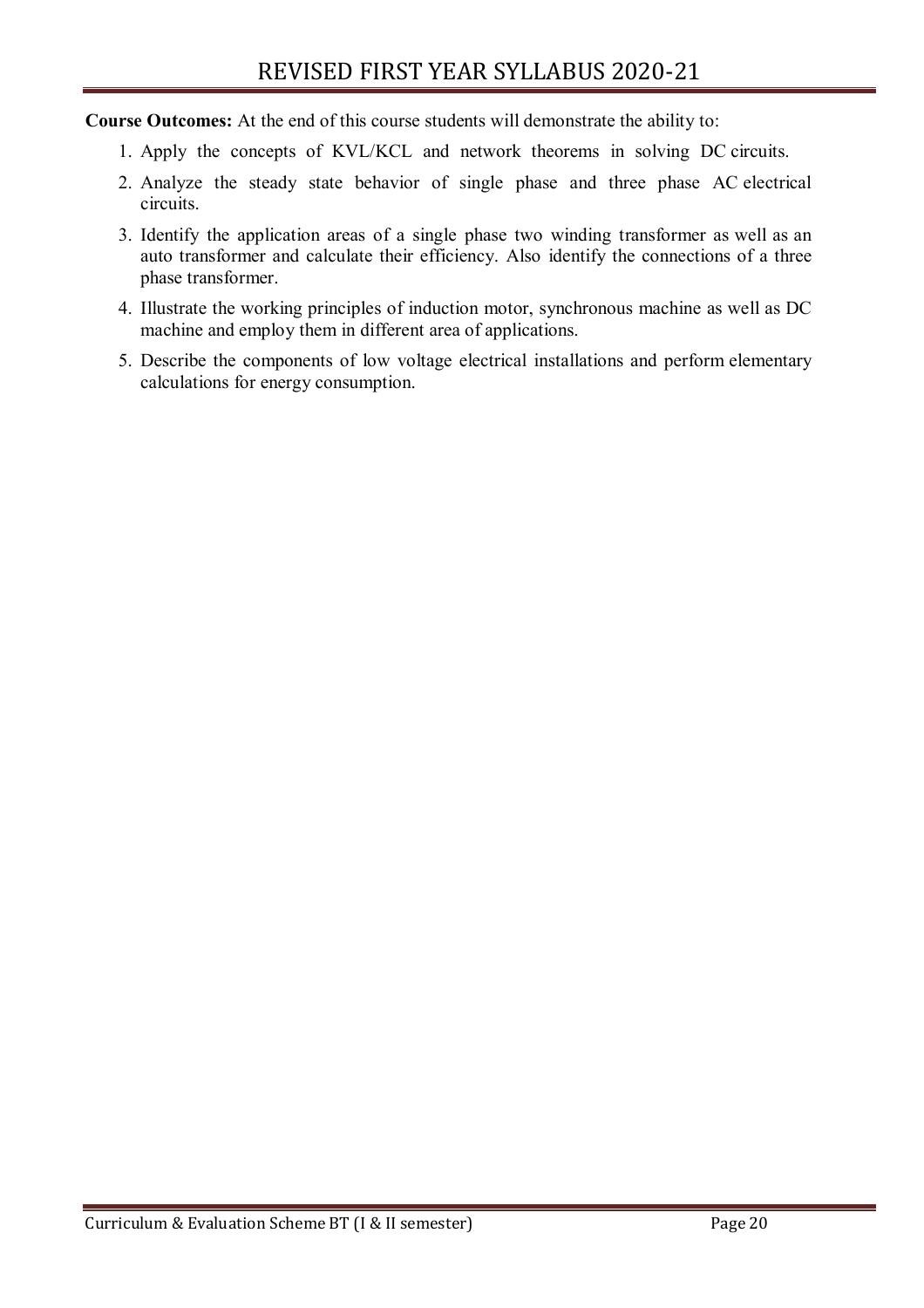**Course Outcomes:** At the end of this course students will demonstrate the ability to:

1. Apply the concepts of KVL/KCL and network theorems in solving DC circuits.
2. Analyze the steady state behavior of single phase and three phase AC electrical circuits.
3. Identify the application areas of a single phase two winding transformer as well as an auto transformer and calculate their efficiency. Also identify the connections of a three phase transformer.
4. Illustrate the working principles of induction motor, synchronous machine as well as DC machine and employ them in different area of applications.
5. Describe the components of low voltage electrical installations and perform elementary calculations for energy consumption.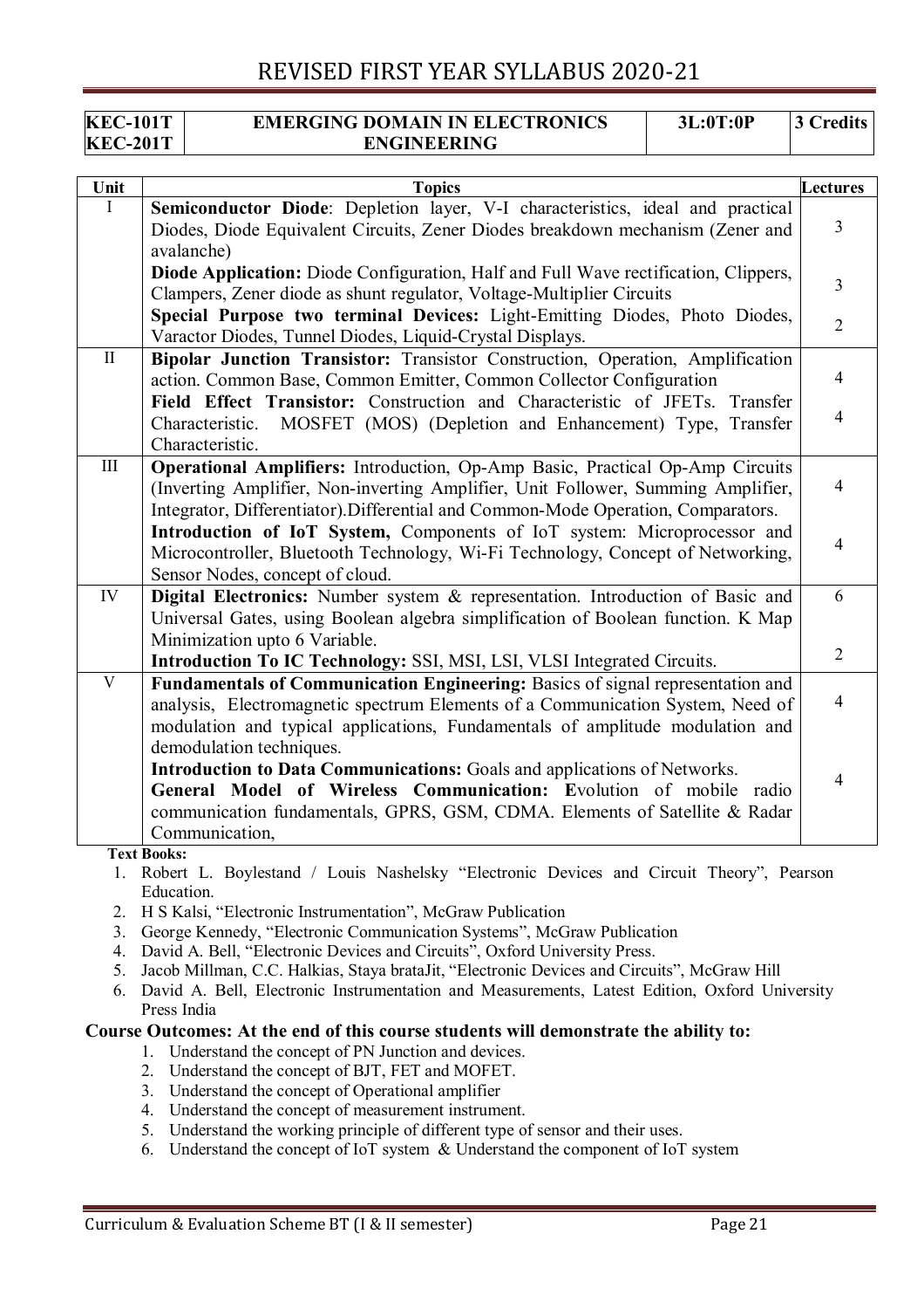| KEC-101T<br>KEC-201T | EMERGING DOMAIN IN ELECTRONICS ENGINEERING | 3L:0T:0P | 3 Credits |
|---|---|---|---|

| Unit | Topics | Lectures |
|---|---|---|
| I | **Semiconductor Diode**: Depletion layer, V-I characteristics, ideal and practical Diodes, Diode Equivalent Circuits, Zener Diodes breakdown mechanism (Zener and avalanche) | 3 |
| | **Diode Application:** Diode Configuration, Half and Full Wave rectification, Clippers, Clampers, Zener diode as shunt regulator, Voltage-Multiplier Circuits | 3 |
| | **Special Purpose two terminal Devices:** Light-Emitting Diodes, Photo Diodes, Varactor Diodes, Tunnel Diodes, Liquid-Crystal Displays. | 2 |
| II | **Bipolar Junction Transistor:** Transistor Construction, Operation, Amplification action. Common Base, Common Emitter, Common Collector Configuration | 4 |
| | **Field Effect Transistor:** Construction and Characteristic of JFETs. Transfer Characteristic. MOSFET (MOS) (Depletion and Enhancement) Type, Transfer Characteristic. | 4 |
| III | **Operational Amplifiers:** Introduction, Op-Amp Basic, Practical Op-Amp Circuits (Inverting Amplifier, Non-inverting Amplifier, Unit Follower, Summing Amplifier, Integrator, Differentiator).Differential and Common-Mode Operation, Comparators. | 4 |
| | **Introduction of IoT System,** Components of IoT system: Microprocessor and Microcontroller, Bluetooth Technology, Wi-Fi Technology, Concept of Networking, Sensor Nodes, concept of cloud. | 4 |
| IV | **Digital Electronics:** Number system & representation. Introduction of Basic and Universal Gates, using Boolean algebra simplification of Boolean function. K Map Minimization upto 6 Variable. | 6 |
| | **Introduction To IC Technology:** SSI, MSI, LSI, VLSI Integrated Circuits. | 2 |
| V | **Fundamentals of Communication Engineering:** Basics of signal representation and analysis, Electromagnetic spectrum Elements of a Communication System, Need of modulation and typical applications, Fundamentals of amplitude modulation and demodulation techniques. | 4 |
| | **Introduction to Data Communications:** Goals and applications of Networks. **General Model of Wireless Communication:** Evolution of mobile radio communication fundamentals, GPRS, GSM, CDMA. Elements of Satellite & Radar Communication, | 4 |

**Text Books:**

1. Robert L. Boylestand / Louis Nashelsky "Electronic Devices and Circuit Theory", Pearson Education.
2. H S Kalsi, "Electronic Instrumentation", McGraw Publication
3. George Kennedy, "Electronic Communication Systems", McGraw Publication
4. David A. Bell, "Electronic Devices and Circuits", Oxford University Press.
5. Jacob Millman, C.C. Halkias, Staya brataJit, "Electronic Devices and Circuits", McGraw Hill
6. David A. Bell, Electronic Instrumentation and Measurements, Latest Edition, Oxford University Press India

**Course Outcomes: At the end of this course students will demonstrate the ability to:**

1. Understand the concept of PN Junction and devices.
2. Understand the concept of BJT, FET and MOFET.
3. Understand the concept of Operational amplifier
4. Understand the concept of measurement instrument.
5. Understand the working principle of different type of sensor and their uses.
6. Understand the concept of IoT system & Understand the component of IoT system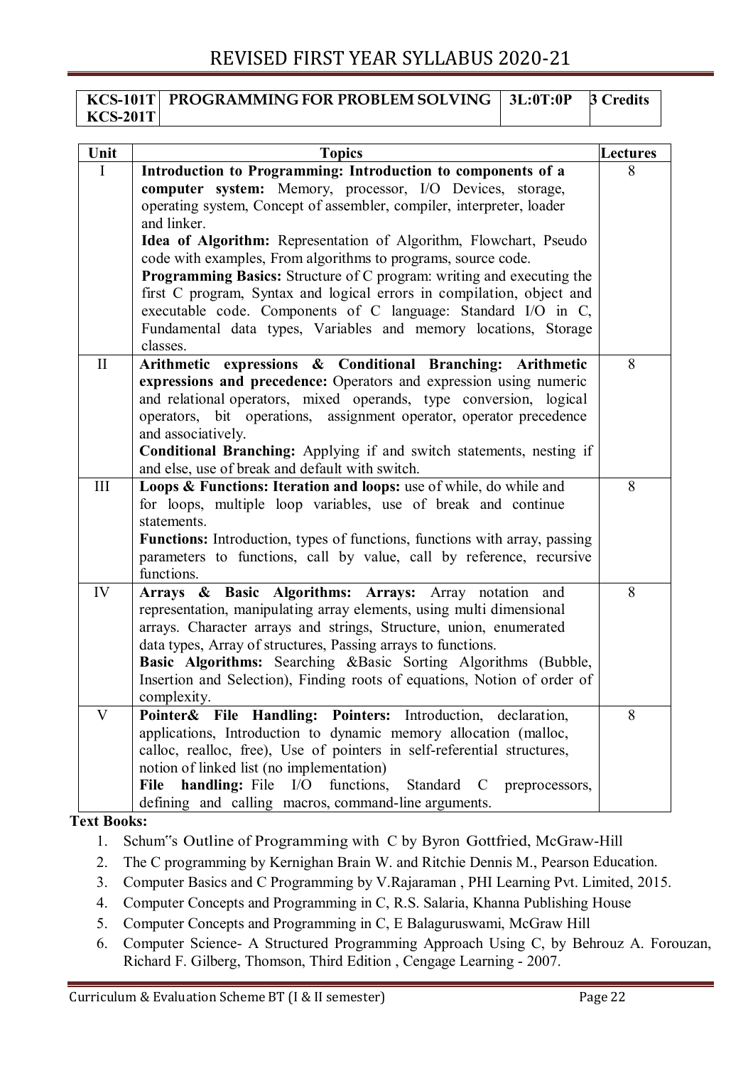| KCS-101T<br>KCS-201T | PROGRAMMING FOR PROBLEM SOLVING | 3L:0T:0P | 3 Credits |
|---|---|---|---|

| Unit | Topics | Lectures |
|---|---|---|
| I | **Introduction to Programming: Introduction to components of a computer system:** Memory, processor, I/O Devices, storage, operating system, Concept of assembler, compiler, interpreter, loader and linker.<br>**Idea of Algorithm:** Representation of Algorithm, Flowchart, Pseudo code with examples, From algorithms to programs, source code.<br>**Programming Basics:** Structure of C program: writing and executing the first C program, Syntax and logical errors in compilation, object and executable code. Components of C language: Standard I/O in C, Fundamental data types, Variables and memory locations, Storage classes. | 8 |
| II | **Arithmetic expressions & Conditional Branching: Arithmetic expressions and precedence:** Operators and expression using numeric and relational operators, mixed operands, type conversion, logical operators, bit operations, assignment operator, operator precedence and associatively.<br>**Conditional Branching:** Applying if and switch statements, nesting if and else, use of break and default with switch. | 8 |
| III | **Loops & Functions: Iteration and loops:** use of while, do while and for loops, multiple loop variables, use of break and continue statements.<br>**Functions:** Introduction, types of functions, functions with array, passing parameters to functions, call by value, call by reference, recursive functions. | 8 |
| IV | **Arrays & Basic Algorithms: Arrays:** Array notation and representation, manipulating array elements, using multi dimensional arrays. Character arrays and strings, Structure, union, enumerated data types, Array of structures, Passing arrays to functions.<br>**Basic Algorithms:** Searching &Basic Sorting Algorithms (Bubble, Insertion and Selection), Finding roots of equations, Notion of order of complexity. | 8 |
| V | **Pointer& File Handling: Pointers:** Introduction, declaration, applications, Introduction to dynamic memory allocation (malloc, calloc, realloc, free), Use of pointers in self-referential structures, notion of linked list (no implementation)<br>**File handling:** File I/O functions, Standard C preprocessors, defining and calling macros, command-line arguments. | 8 |

**Text Books:**

1. Schum"s Outline of Programming with C by Byron Gottfried, McGraw-Hill
2. The C programming by Kernighan Brain W. and Ritchie Dennis M., Pearson Education.
3. Computer Basics and C Programming by V.Rajaraman , PHI Learning Pvt. Limited, 2015.
4. Computer Concepts and Programming in C, R.S. Salaria, Khanna Publishing House
5. Computer Concepts and Programming in C, E Balaguruswami, McGraw Hill
6. Computer Science- A Structured Programming Approach Using C, by Behrouz A. Forouzan, Richard F. Gilberg, Thomson, Third Edition , Cengage Learning - 2007.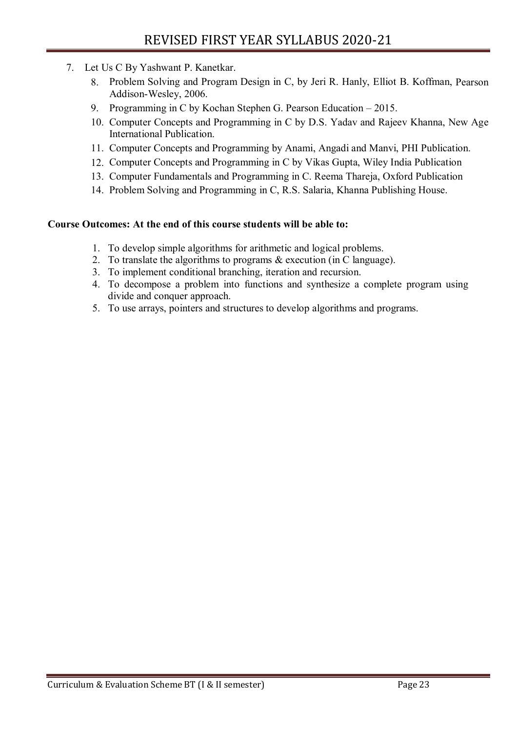7. Let Us C By Yashwant P. Kanetkar.
8. Problem Solving and Program Design in C, by Jeri R. Hanly, Elliot B. Koffman, Pearson Addison-Wesley, 2006.
9. Programming in C by Kochan Stephen G. Pearson Education – 2015.
10. Computer Concepts and Programming in C by D.S. Yadav and Rajeev Khanna, New Age International Publication.
11. Computer Concepts and Programming by Anami, Angadi and Manvi, PHI Publication.
12. Computer Concepts and Programming in C by Vikas Gupta, Wiley India Publication
13. Computer Fundamentals and Programming in C. Reema Thareja, Oxford Publication
14. Problem Solving and Programming in C, R.S. Salaria, Khanna Publishing House.

**Course Outcomes: At the end of this course students will be able to:**

1. To develop simple algorithms for arithmetic and logical problems.
2. To translate the algorithms to programs & execution (in C language).
3. To implement conditional branching, iteration and recursion.
4. To decompose a problem into functions and synthesize a complete program using divide and conquer approach.
5. To use arrays, pointers and structures to develop algorithms and programs.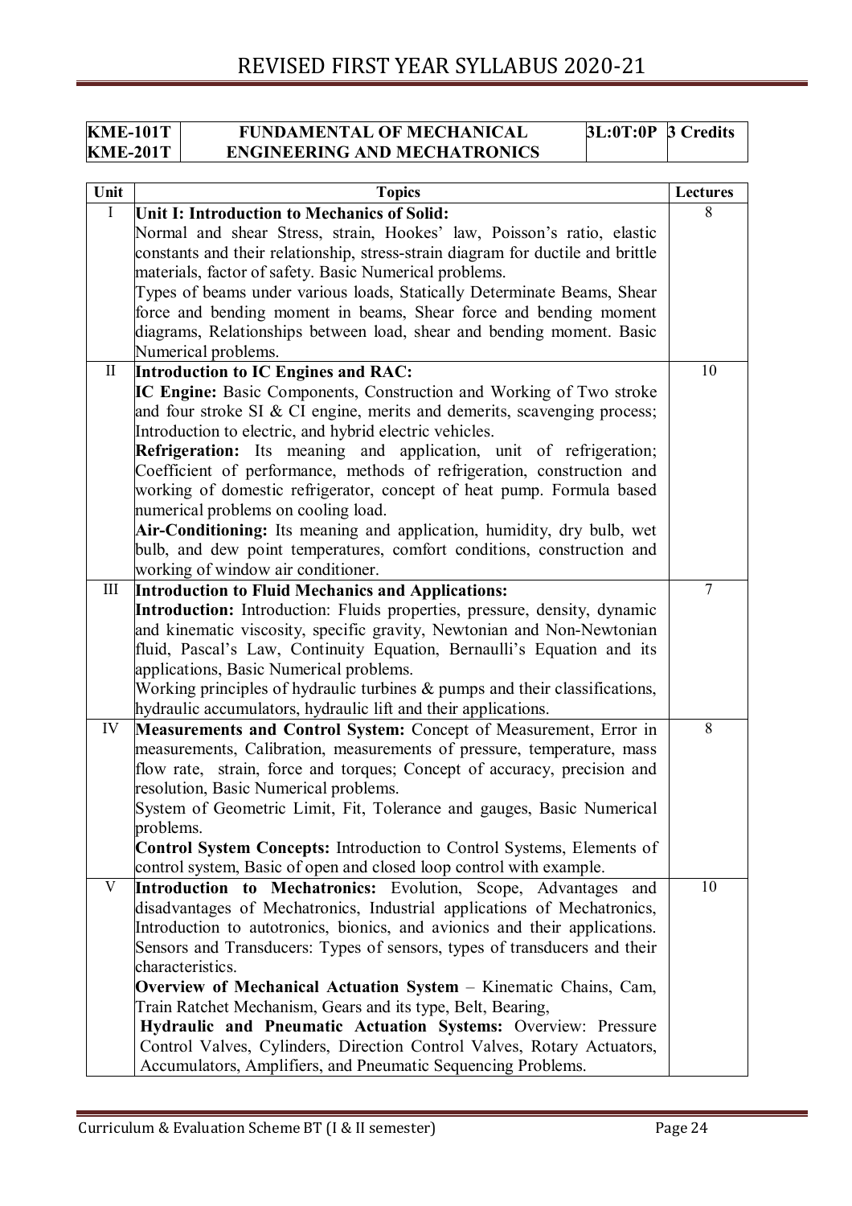| KME-101T<br>KME-201T | FUNDAMENTAL OF MECHANICAL ENGINEERING AND MECHATRONICS | 3L:0T:0P | 3 Credits |
|---|---|---|---|

| Unit | Topics | Lectures |
|---|---|---|
| I | **Unit I: Introduction to Mechanics of Solid:**<br>Normal and shear Stress, strain, Hookes' law, Poisson's ratio, elastic constants and their relationship, stress-strain diagram for ductile and brittle materials, factor of safety. Basic Numerical problems.<br>Types of beams under various loads, Statically Determinate Beams, Shear force and bending moment in beams, Shear force and bending moment diagrams, Relationships between load, shear and bending moment. Basic Numerical problems. | 8 |
| II | **Introduction to IC Engines and RAC:**<br>**IC Engine:** Basic Components, Construction and Working of Two stroke and four stroke SI & CI engine, merits and demerits, scavenging process; Introduction to electric, and hybrid electric vehicles.<br>**Refrigeration:** Its meaning and application, unit of refrigeration; Coefficient of performance, methods of refrigeration, construction and working of domestic refrigerator, concept of heat pump. Formula based numerical problems on cooling load.<br>**Air-Conditioning:** Its meaning and application, humidity, dry bulb, wet bulb, and dew point temperatures, comfort conditions, construction and working of window air conditioner. | 10 |
| III | **Introduction to Fluid Mechanics and Applications:**<br>**Introduction:** Introduction: Fluids properties, pressure, density, dynamic and kinematic viscosity, specific gravity, Newtonian and Non-Newtonian fluid, Pascal's Law, Continuity Equation, Bernaulli's Equation and its applications, Basic Numerical problems.<br>Working principles of hydraulic turbines & pumps and their classifications, hydraulic accumulators, hydraulic lift and their applications. | 7 |
| IV | **Measurements and Control System:** Concept of Measurement, Error in measurements, Calibration, measurements of pressure, temperature, mass flow rate, strain, force and torques; Concept of accuracy, precision and resolution, Basic Numerical problems.<br>System of Geometric Limit, Fit, Tolerance and gauges, Basic Numerical problems.<br>**Control System Concepts:** Introduction to Control Systems, Elements of control system, Basic of open and closed loop control with example. | 8 |
| V | **Introduction to Mechatronics:** Evolution, Scope, Advantages and disadvantages of Mechatronics, Industrial applications of Mechatronics, Introduction to autotronics, bionics, and avionics and their applications. Sensors and Transducers: Types of sensors, types of transducers and their characteristics.<br>**Overview of Mechanical Actuation System** – Kinematic Chains, Cam, Train Ratchet Mechanism, Gears and its type, Belt, Bearing,<br>**Hydraulic and Pneumatic Actuation Systems:** Overview: Pressure Control Valves, Cylinders, Direction Control Valves, Rotary Actuators, Accumulators, Amplifiers, and Pneumatic Sequencing Problems. | 10 |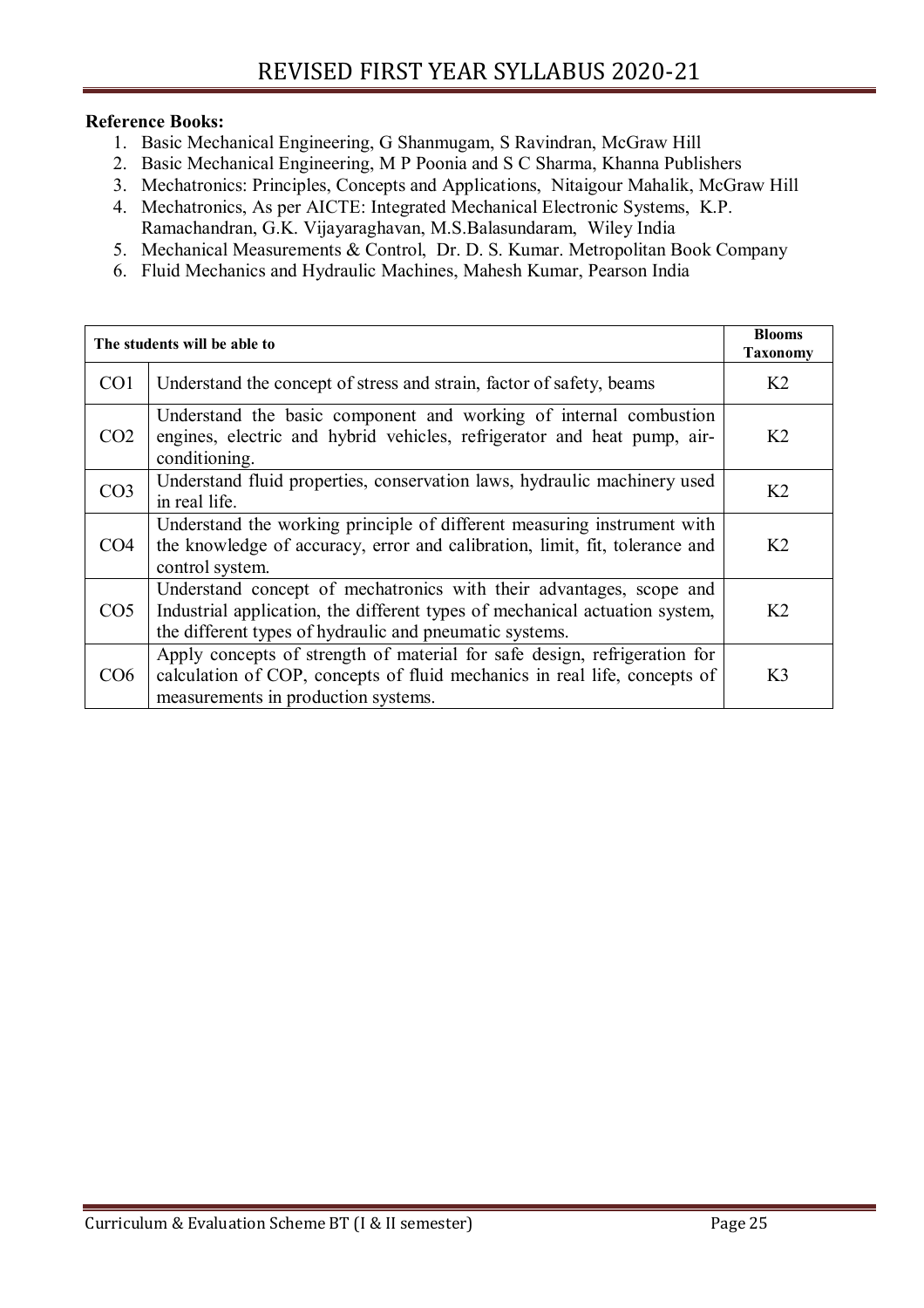**Reference Books:**

1. Basic Mechanical Engineering, G Shanmugam, S Ravindran, McGraw Hill
2. Basic Mechanical Engineering, M P Poonia and S C Sharma, Khanna Publishers
3. Mechatronics: Principles, Concepts and Applications, Nitaigour Mahalik, McGraw Hill
4. Mechatronics, As per AICTE: Integrated Mechanical Electronic Systems, K.P. Ramachandran, G.K. Vijayaraghavan, M.S.Balasundaram, Wiley India
5. Mechanical Measurements & Control, Dr. D. S. Kumar. Metropolitan Book Company
6. Fluid Mechanics and Hydraulic Machines, Mahesh Kumar, Pearson India

| The students will be able to | | Blooms Taxonomy |
|---|---|---|
| CO1 | Understand the concept of stress and strain, factor of safety, beams | K2 |
| CO2 | Understand the basic component and working of internal combustion engines, electric and hybrid vehicles, refrigerator and heat pump, air-conditioning. | K2 |
| CO3 | Understand fluid properties, conservation laws, hydraulic machinery used in real life. | K2 |
| CO4 | Understand the working principle of different measuring instrument with the knowledge of accuracy, error and calibration, limit, fit, tolerance and control system. | K2 |
| CO5 | Understand concept of mechatronics with their advantages, scope and Industrial application, the different types of mechanical actuation system, the different types of hydraulic and pneumatic systems. | K2 |
| CO6 | Apply concepts of strength of material for safe design, refrigeration for calculation of COP, concepts of fluid mechanics in real life, concepts of measurements in production systems. | K3 |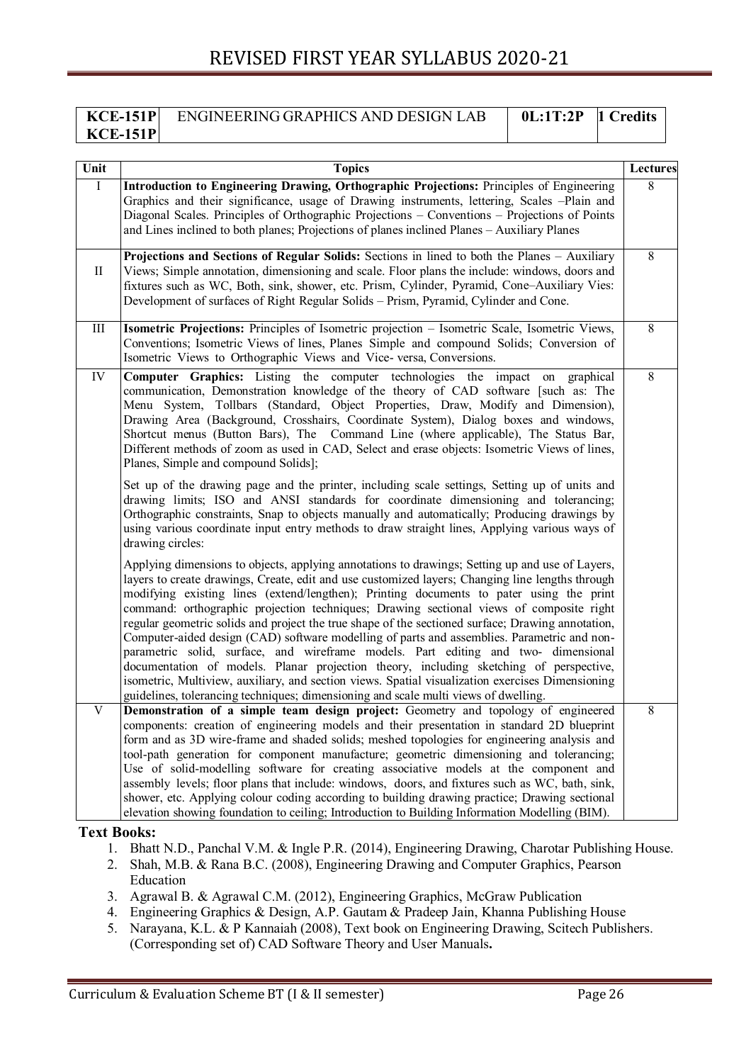| KCE-151P KCE-151P | ENGINEERING GRAPHICS AND DESIGN LAB | 0L:1T:2P | 1 Credits |
|---|---|---|---|

| Unit | Topics | Lectures |
|---|---|---|
| I | **Introduction to Engineering Drawing, Orthographic Projections:** Principles of Engineering Graphics and their significance, usage of Drawing instruments, lettering, Scales –Plain and Diagonal Scales. Principles of Orthographic Projections – Conventions – Projections of Points and Lines inclined to both planes; Projections of planes inclined Planes – Auxiliary Planes | 8 |
| II | **Projections and Sections of Regular Solids:** Sections in lined to both the Planes – Auxiliary Views; Simple annotation, dimensioning and scale. Floor plans the include: windows, doors and fixtures such as WC, Both, sink, shower, etc. Prism, Cylinder, Pyramid, Cone–Auxiliary Vies: Development of surfaces of Right Regular Solids – Prism, Pyramid, Cylinder and Cone. | 8 |
| III | **Isometric Projections:** Principles of Isometric projection – Isometric Scale, Isometric Views, Conventions; Isometric Views of lines, Planes Simple and compound Solids; Conversion of Isometric Views to Orthographic Views and Vice- versa, Conversions. | 8 |
| IV | **Computer Graphics:** Listing the computer technologies the impact on graphical communication, Demonstration knowledge of the theory of CAD software [such as: The Menu System, Tollbars (Standard, Object Properties, Draw, Modify and Dimension), Drawing Area (Background, Crosshairs, Coordinate System), Dialog boxes and windows, Shortcut menus (Button Bars), The Command Line (where applicable), The Status Bar, Different methods of zoom as used in CAD, Select and erase objects: Isometric Views of lines, Planes, Simple and compound Solids];<br><br>Set up of the drawing page and the printer, including scale settings, Setting up of units and drawing limits; ISO and ANSI standards for coordinate dimensioning and tolerancing; Orthographic constraints, Snap to objects manually and automatically; Producing drawings by using various coordinate input entry methods to draw straight lines, Applying various ways of drawing circles:<br><br>Applying dimensions to objects, applying annotations to drawings; Setting up and use of Layers, layers to create drawings, Create, edit and use customized layers; Changing line lengths through modifying existing lines (extend/lengthen); Printing documents to pater using the print command: orthographic projection techniques; Drawing sectional views of composite right regular geometric solids and project the true shape of the sectioned surface; Drawing annotation, Computer-aided design (CAD) software modelling of parts and assemblies. Parametric and non-parametric solid, surface, and wireframe models. Part editing and two- dimensional documentation of models. Planar projection theory, including sketching of perspective, isometric, Multiview, auxiliary, and section views. Spatial visualization exercises Dimensioning guidelines, tolerancing techniques; dimensioning and scale multi views of dwelling. | 8 |
| V | **Demonstration of a simple team design project:** Geometry and topology of engineered components: creation of engineering models and their presentation in standard 2D blueprint form and as 3D wire-frame and shaded solids; meshed topologies for engineering analysis and tool-path generation for component manufacture; geometric dimensioning and tolerancing; Use of solid-modelling software for creating associative models at the component and assembly levels; floor plans that include: windows, doors, and fixtures such as WC, bath, sink, shower, etc. Applying colour coding according to building drawing practice; Drawing sectional elevation showing foundation to ceiling; Introduction to Building Information Modelling (BIM). | 8 |

**Text Books:**

1. Bhatt N.D., Panchal V.M. & Ingle P.R. (2014), Engineering Drawing, Charotar Publishing House.
2. Shah, M.B. & Rana B.C. (2008), Engineering Drawing and Computer Graphics, Pearson Education
3. Agrawal B. & Agrawal C.M. (2012), Engineering Graphics, McGraw Publication
4. Engineering Graphics & Design, A.P. Gautam & Pradeep Jain, Khanna Publishing House
5. Narayana, K.L. & P Kannaiah (2008), Text book on Engineering Drawing, Scitech Publishers. (Corresponding set of) CAD Software Theory and User Manuals**.**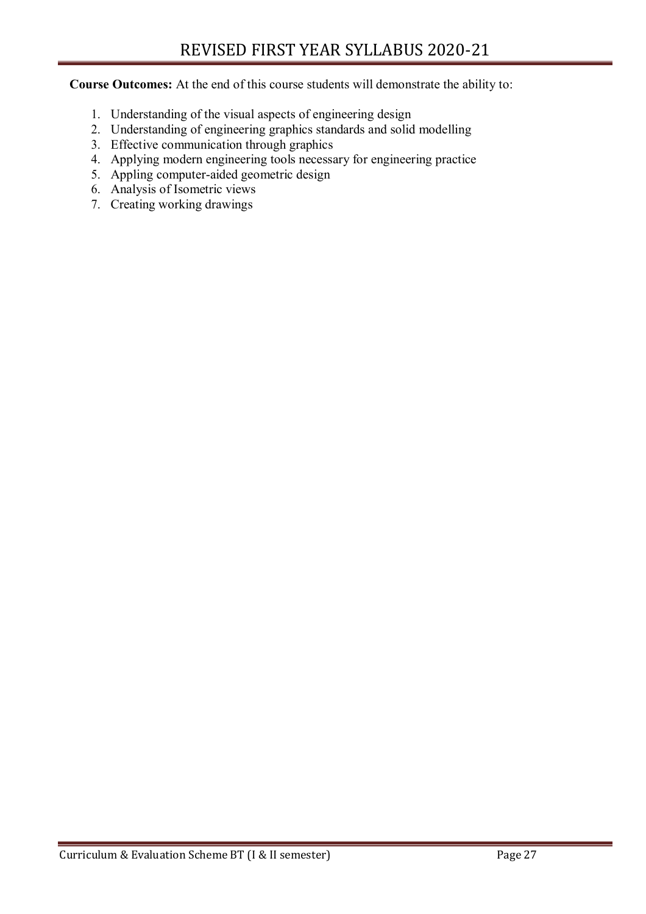**Course Outcomes:** At the end of this course students will demonstrate the ability to:

1. Understanding of the visual aspects of engineering design
2. Understanding of engineering graphics standards and solid modelling
3. Effective communication through graphics
4. Applying modern engineering tools necessary for engineering practice
5. Appling computer-aided geometric design
6. Analysis of Isometric views
7. Creating working drawings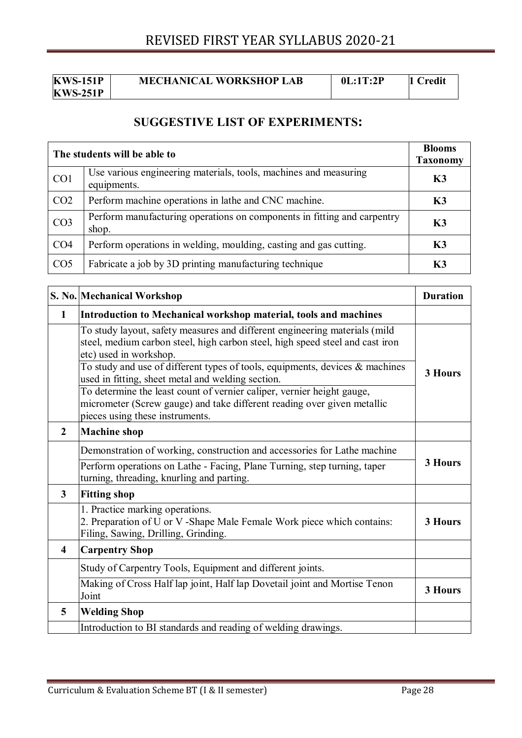| KWS-151P<br>KWS-251P | MECHANICAL WORKSHOP LAB | 0L:1T:2P | 1 Credit |
|---|---|---|---|

## SUGGESTIVE LIST OF EXPERIMENTS:

| The students will be able to | | Blooms Taxonomy |
|---|---|---|
| CO1 | Use various engineering materials, tools, machines and measuring equipments. | K3 |
| CO2 | Perform machine operations in lathe and CNC machine. | K3 |
| CO3 | Perform manufacturing operations on components in fitting and carpentry shop. | K3 |
| CO4 | Perform operations in welding, moulding, casting and gas cutting. | K3 |
| CO5 | Fabricate a job by 3D printing manufacturing technique | K3 |

| S. No. | Mechanical Workshop | Duration |
|---|---|---|
| **1** | **Introduction to Mechanical workshop material, tools and machines** | |
| | To study layout, safety measures and different engineering materials (mild steel, medium carbon steel, high carbon steel, high speed steel and cast iron etc) used in workshop.<br>To study and use of different types of tools, equipments, devices & machines used in fitting, sheet metal and welding section.<br>To determine the least count of vernier caliper, vernier height gauge, micrometer (Screw gauge) and take different reading over given metallic pieces using these instruments. | **3 Hours** |
| **2** | **Machine shop** | |
| | Demonstration of working, construction and accessories for Lathe machine<br>Perform operations on Lathe - Facing, Plane Turning, step turning, taper turning, threading, knurling and parting. | **3 Hours** |
| **3** | **Fitting shop** | |
| | 1. Practice marking operations.<br>2. Preparation of U or V -Shape Male Female Work piece which contains: Filing, Sawing, Drilling, Grinding. | **3 Hours** |
| **4** | **Carpentry Shop** | |
| | Study of Carpentry Tools, Equipment and different joints. | |
| | Making of Cross Half lap joint, Half lap Dovetail joint and Mortise Tenon Joint | **3 Hours** |
| **5** | **Welding Shop** | |
| | Introduction to BI standards and reading of welding drawings. | |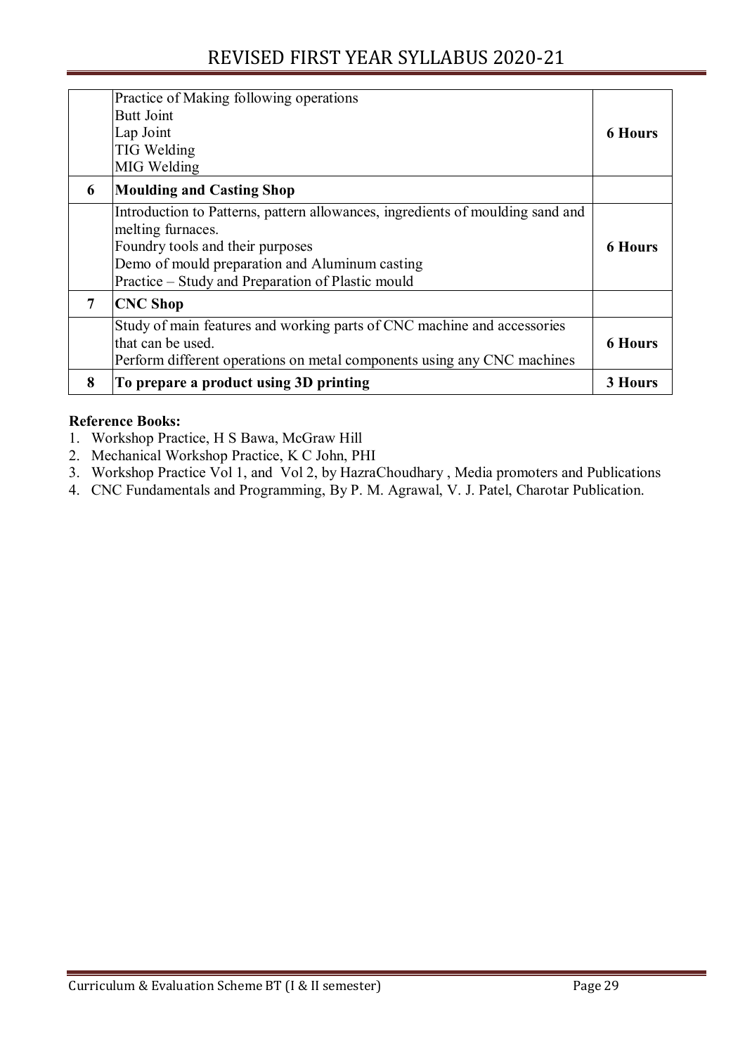|   |   |   |
|---|---|---|
|   | Practice of Making following operations<br>Butt Joint<br>Lap Joint<br>TIG Welding<br>MIG Welding | **6 Hours** |
| **6** | **Moulding and Casting Shop** |   |
|   | Introduction to Patterns, pattern allowances, ingredients of moulding sand and melting furnaces.<br>Foundry tools and their purposes<br>Demo of mould preparation and Aluminum casting<br>Practice – Study and Preparation of Plastic mould | **6 Hours** |
| **7** | **CNC Shop** |   |
|   | Study of main features and working parts of CNC machine and accessories that can be used.<br>Perform different operations on metal components using any CNC machines | **6 Hours** |
| **8** | **To prepare a product using 3D printing** | **3 Hours** |

**Reference Books:**

1. Workshop Practice, H S Bawa, McGraw Hill
2. Mechanical Workshop Practice, K C John, PHI
3. Workshop Practice Vol 1, and Vol 2, by HazraChoudhary , Media promoters and Publications
4. CNC Fundamentals and Programming, By P. M. Agrawal, V. J. Patel, Charotar Publication.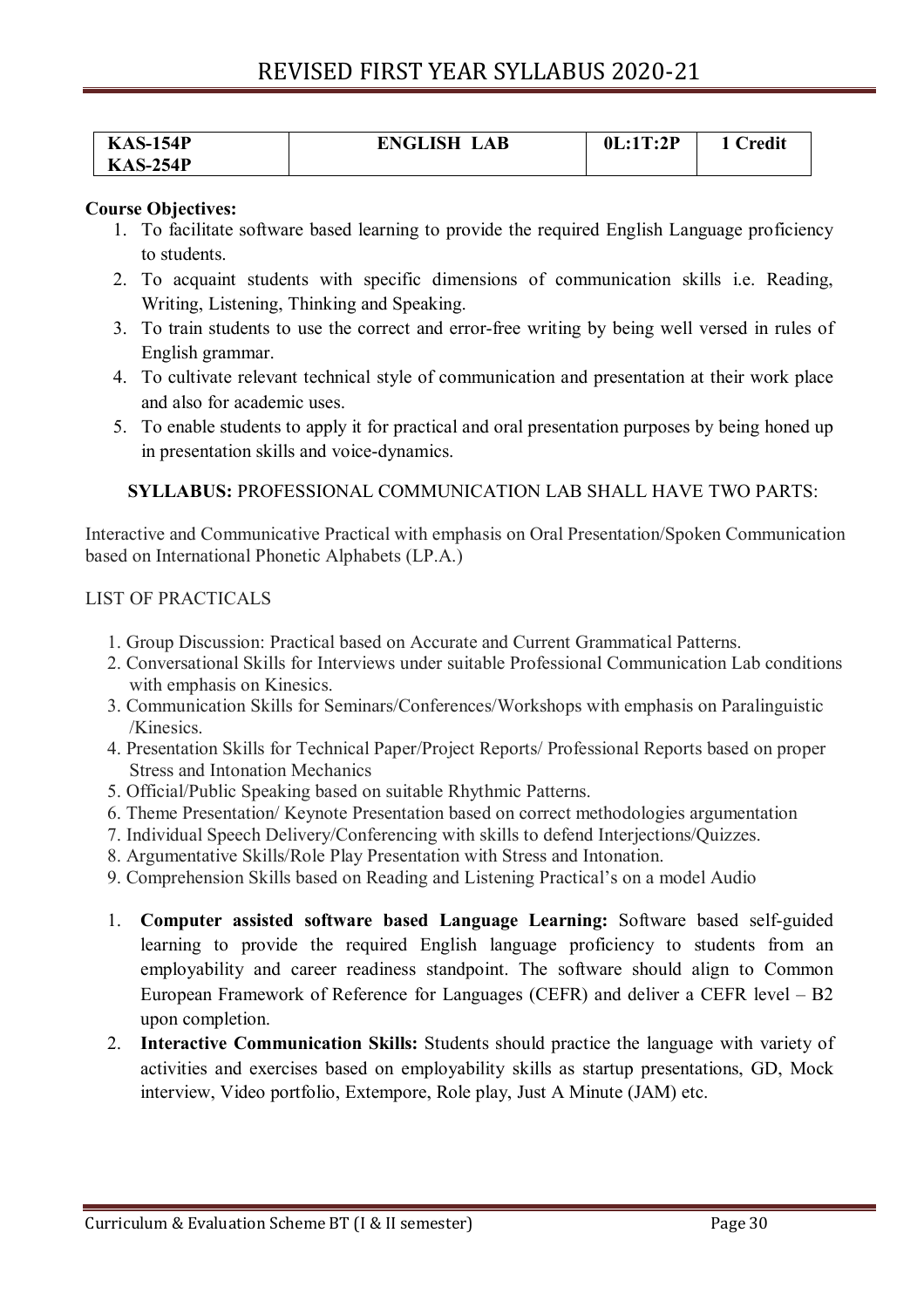| KAS-154P<br>KAS-254P | ENGLISH LAB | 0L:1T:2P | 1 Credit |
|---|---|---|---|

**Course Objectives:**

1. To facilitate software based learning to provide the required English Language proficiency to students.
2. To acquaint students with specific dimensions of communication skills i.e. Reading, Writing, Listening, Thinking and Speaking.
3. To train students to use the correct and error-free writing by being well versed in rules of English grammar.
4. To cultivate relevant technical style of communication and presentation at their work place and also for academic uses.
5. To enable students to apply it for practical and oral presentation purposes by being honed up in presentation skills and voice-dynamics.

**SYLLABUS:** PROFESSIONAL COMMUNICATION LAB SHALL HAVE TWO PARTS:

Interactive and Communicative Practical with emphasis on Oral Presentation/Spoken Communication based on International Phonetic Alphabets (I.P.A.)

LIST OF PRACTICALS

1. Group Discussion: Practical based on Accurate and Current Grammatical Patterns.
2. Conversational Skills for Interviews under suitable Professional Communication Lab conditions with emphasis on Kinesics.
3. Communication Skills for Seminars/Conferences/Workshops with emphasis on Paralinguistic /Kinesics.
4. Presentation Skills for Technical Paper/Project Reports/ Professional Reports based on proper Stress and Intonation Mechanics
5. Official/Public Speaking based on suitable Rhythmic Patterns.
6. Theme Presentation/ Keynote Presentation based on correct methodologies argumentation
7. Individual Speech Delivery/Conferencing with skills to defend Interjections/Quizzes.
8. Argumentative Skills/Role Play Presentation with Stress and Intonation.
9. Comprehension Skills based on Reading and Listening Practical's on a model Audio

1. **Computer assisted software based Language Learning:** Software based self-guided learning to provide the required English language proficiency to students from an employability and career readiness standpoint. The software should align to Common European Framework of Reference for Languages (CEFR) and deliver a CEFR level – B2 upon completion.
2. **Interactive Communication Skills:** Students should practice the language with variety of activities and exercises based on employability skills as startup presentations, GD, Mock interview, Video portfolio, Extempore, Role play, Just A Minute (JAM) etc.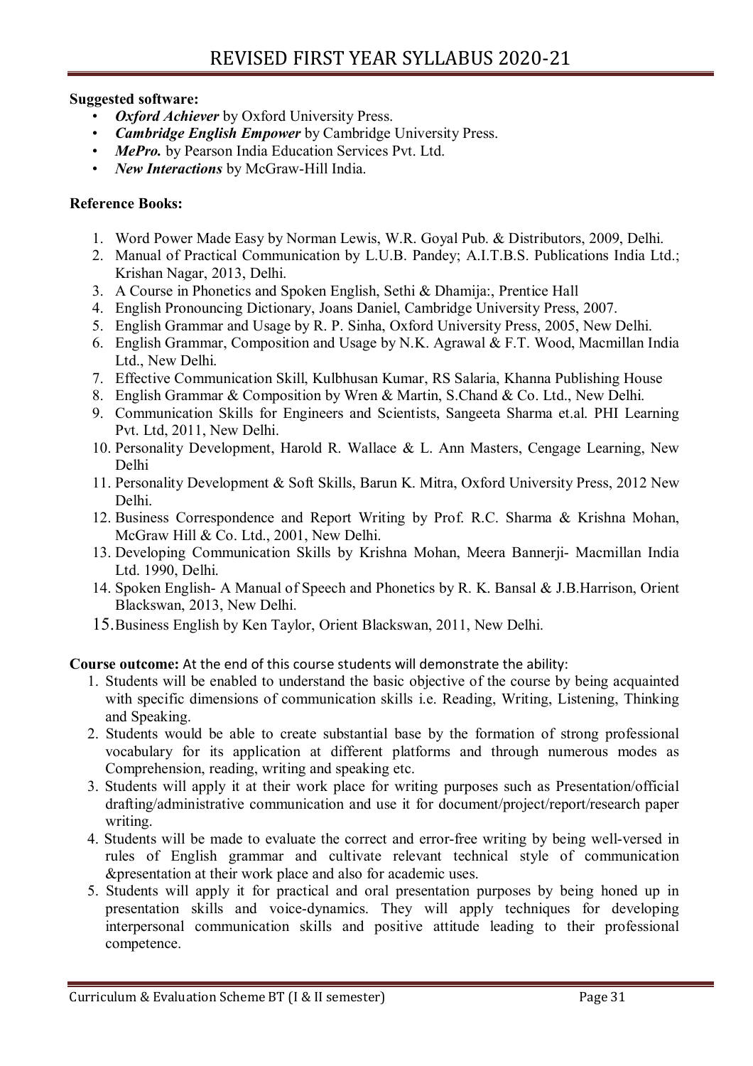**Suggested software:**

- ***Oxford Achiever*** by Oxford University Press.
- ***Cambridge English Empower*** by Cambridge University Press.
- ***MePro.*** by Pearson India Education Services Pvt. Ltd.
- ***New Interactions*** by McGraw-Hill India.

**Reference Books:**

1. Word Power Made Easy by Norman Lewis, W.R. Goyal Pub. & Distributors, 2009, Delhi.
2. Manual of Practical Communication by L.U.B. Pandey; A.I.T.B.S. Publications India Ltd.; Krishan Nagar, 2013, Delhi.
3. A Course in Phonetics and Spoken English, Sethi & Dhamija:, Prentice Hall
4. English Pronouncing Dictionary, Joans Daniel, Cambridge University Press, 2007.
5. English Grammar and Usage by R. P. Sinha, Oxford University Press, 2005, New Delhi.
6. English Grammar, Composition and Usage by N.K. Agrawal & F.T. Wood, Macmillan India Ltd., New Delhi.
7. Effective Communication Skill, Kulbhusan Kumar, RS Salaria, Khanna Publishing House
8. English Grammar & Composition by Wren & Martin, S.Chand & Co. Ltd., New Delhi.
9. Communication Skills for Engineers and Scientists, Sangeeta Sharma et.al. PHI Learning Pvt. Ltd, 2011, New Delhi.
10. Personality Development, Harold R. Wallace & L. Ann Masters, Cengage Learning, New Delhi
11. Personality Development & Soft Skills, Barun K. Mitra, Oxford University Press, 2012 New Delhi.
12. Business Correspondence and Report Writing by Prof. R.C. Sharma & Krishna Mohan, McGraw Hill & Co. Ltd., 2001, New Delhi.
13. Developing Communication Skills by Krishna Mohan, Meera Bannerji- Macmillan India Ltd. 1990, Delhi.
14. Spoken English- A Manual of Speech and Phonetics by R. K. Bansal & J.B.Harrison, Orient Blackswan, 2013, New Delhi.
15. Business English by Ken Taylor, Orient Blackswan, 2011, New Delhi.

**Course outcome:** At the end of this course students will demonstrate the ability:

1. Students will be enabled to understand the basic objective of the course by being acquainted with specific dimensions of communication skills i.e. Reading, Writing, Listening, Thinking and Speaking.
2. Students would be able to create substantial base by the formation of strong professional vocabulary for its application at different platforms and through numerous modes as Comprehension, reading, writing and speaking etc.
3. Students will apply it at their work place for writing purposes such as Presentation/official drafting/administrative communication and use it for document/project/report/research paper writing.
4. Students will be made to evaluate the correct and error-free writing by being well-versed in rules of English grammar and cultivate relevant technical style of communication &presentation at their work place and also for academic uses.
5. Students will apply it for practical and oral presentation purposes by being honed up in presentation skills and voice-dynamics. They will apply techniques for developing interpersonal communication skills and positive attitude leading to their professional competence.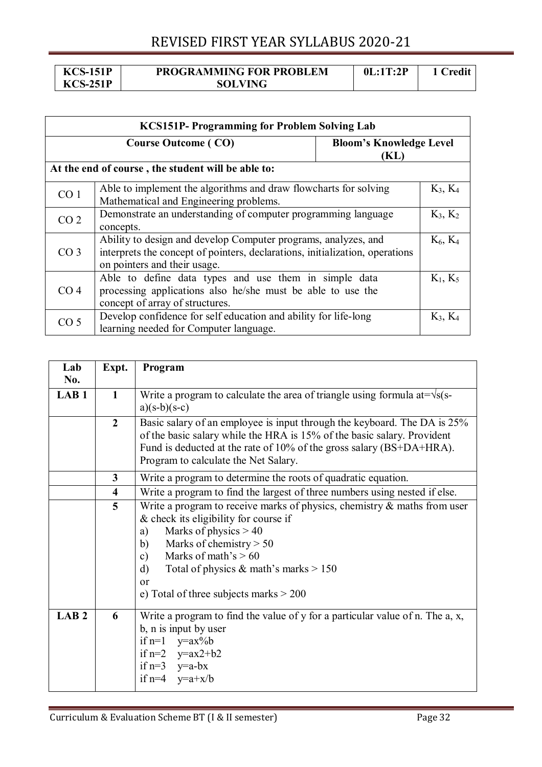| KCS-151P<br>KCS-251P | PROGRAMMING FOR PROBLEM SOLVING | 0L:1T:2P | 1 Credit |
|---|---|---|---|

| **KCS151P- Programming for Problem Solving Lab** | | |
|---|---|---|
| **Course Outcome ( CO)** | | **Bloom's Knowledge Level (KL)** |
| **At the end of course , the student will be able to:** | | |
| CO 1 | Able to implement the algorithms and draw flowcharts for solving Mathematical and Engineering problems. | $K_3$, $K_4$ |
| CO 2 | Demonstrate an understanding of computer programming language concepts. | $K_3$, $K_2$ |
| CO 3 | Ability to design and develop Computer programs, analyzes, and interprets the concept of pointers, declarations, initialization, operations on pointers and their usage. | $K_6$, $K_4$ |
| CO 4 | Able to define data types and use them in simple data processing applications also he/she must be able to use the concept of array of structures. | $K_1$, $K_5$ |
| CO 5 | Develop confidence for self education and ability for life-long learning needed for Computer language. | $K_3$, $K_4$ |

| Lab No. | Expt. | Program |
|---|---|---|
| **LAB 1** | **1** | Write a program to calculate the area of triangle using formula at=√s(s-a)(s-b)(s-c) |
| | **2** | Basic salary of an employee is input through the keyboard. The DA is 25% of the basic salary while the HRA is 15% of the basic salary. Provident Fund is deducted at the rate of 10% of the gross salary (BS+DA+HRA). Program to calculate the Net Salary. |
| | **3** | Write a program to determine the roots of quadratic equation. |
| | **4** | Write a program to find the largest of three numbers using nested if else. |
| | **5** | Write a program to receive marks of physics, chemistry & maths from user & check its eligibility for course if<br>a) Marks of physics > 40<br>b) Marks of chemistry > 50<br>c) Marks of math's > 60<br>d) Total of physics & math's marks > 150<br>or<br>e) Total of three subjects marks > 200 |
| **LAB 2** | **6** | Write a program to find the value of y for a particular value of n. The a, x, b, n is input by user<br>if n=1 y=ax%b<br>if n=2 y=ax2+b2<br>if n=3 y=a-bx<br>if n=4 y=a+x/b |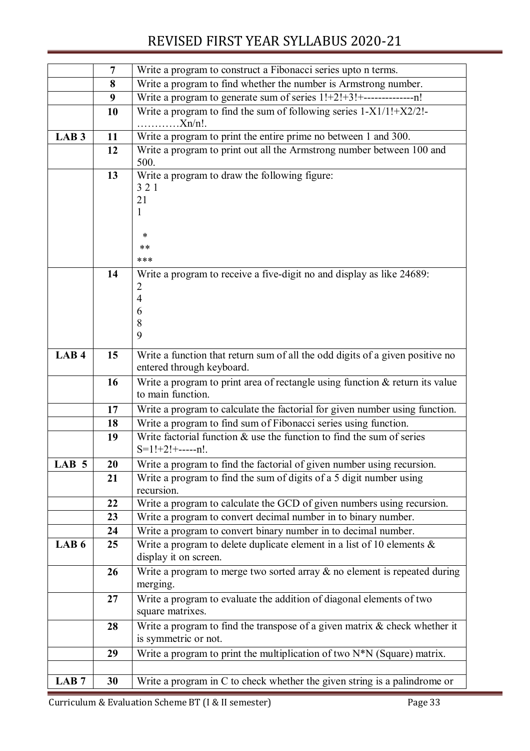| | | |
|---|---|---|
| | 7 | Write a program to construct a Fibonacci series upto n terms. |
| | 8 | Write a program to find whether the number is Armstrong number. |
| | 9 | Write a program to generate sum of series 1!+2!+3!+--------------n! |
| | 10 | Write a program to find the sum of following series 1-X1/1!+X2/2!-…………Xn/n!. |
| **LAB 3** | 11 | Write a program to print the entire prime no between 1 and 300. |
| | 12 | Write a program to print out all the Armstrong number between 100 and 500. |
| | 13 | Write a program to draw the following figure:<br>3 2 1<br>21<br>1<br><br>&nbsp;&nbsp;*<br>&nbsp;**<br>*** |
| | 14 | Write a program to receive a five-digit no and display as like 24689:<br>2<br>4<br>6<br>8<br>9 |
| **LAB 4** | 15 | Write a function that return sum of all the odd digits of a given positive no entered through keyboard. |
| | 16 | Write a program to print area of rectangle using function & return its value to main function. |
| | 17 | Write a program to calculate the factorial for given number using function. |
| | 18 | Write a program to find sum of Fibonacci series using function. |
| | 19 | Write factorial function & use the function to find the sum of series S=1!+2!+-----n!. |
| **LAB 5** | 20 | Write a program to find the factorial of given number using recursion. |
| | 21 | Write a program to find the sum of digits of a 5 digit number using recursion. |
| | 22 | Write a program to calculate the GCD of given numbers using recursion. |
| | 23 | Write a program to convert decimal number in to binary number. |
| | 24 | Write a program to convert binary number in to decimal number. |
| **LAB 6** | 25 | Write a program to delete duplicate element in a list of 10 elements & display it on screen. |
| | 26 | Write a program to merge two sorted array & no element is repeated during merging. |
| | 27 | Write a program to evaluate the addition of diagonal elements of two square matrixes. |
| | 28 | Write a program to find the transpose of a given matrix & check whether it is symmetric or not. |
| | 29 | Write a program to print the multiplication of two N*N (Square) matrix. |
| | | |
| **LAB 7** | 30 | Write a program in C to check whether the given string is a palindrome or |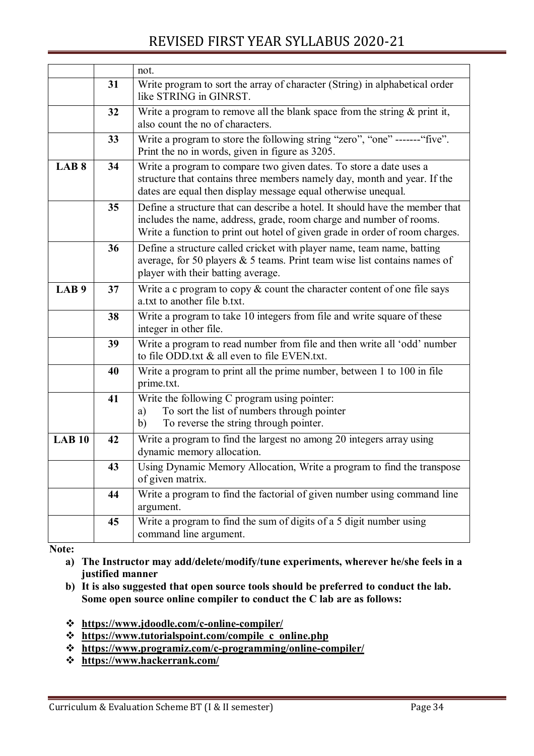| | | |
|---|---|---|
| | | not. |
| | **31** | Write program to sort the array of character (String) in alphabetical order like STRING in GINRST. |
| | **32** | Write a program to remove all the blank space from the string & print it, also count the no of characters. |
| | **33** | Write a program to store the following string "zero", "one" -------"five". Print the no in words, given in figure as 3205. |
| **LAB 8** | **34** | Write a program to compare two given dates. To store a date uses a structure that contains three members namely day, month and year. If the dates are equal then display message equal otherwise unequal. |
| | **35** | Define a structure that can describe a hotel. It should have the member that includes the name, address, grade, room charge and number of rooms. Write a function to print out hotel of given grade in order of room charges. |
| | **36** | Define a structure called cricket with player name, team name, batting average, for 50 players & 5 teams. Print team wise list contains names of player with their batting average. |
| **LAB 9** | **37** | Write a c program to copy & count the character content of one file says a.txt to another file b.txt. |
| | **38** | Write a program to take 10 integers from file and write square of these integer in other file. |
| | **39** | Write a program to read number from file and then write all 'odd' number to file ODD.txt & all even to file EVEN.txt. |
| | **40** | Write a program to print all the prime number, between 1 to 100 in file prime.txt. |
| | **41** | Write the following C program using pointer:<br>a) To sort the list of numbers through pointer<br>b) To reverse the string through pointer. |
| **LAB 10** | **42** | Write a program to find the largest no among 20 integers array using dynamic memory allocation. |
| | **43** | Using Dynamic Memory Allocation, Write a program to find the transpose of given matrix. |
| | **44** | Write a program to find the factorial of given number using command line argument. |
| | **45** | Write a program to find the sum of digits of a 5 digit number using command line argument. |

**Note:**

a) **The Instructor may add/delete/modify/tune experiments, wherever he/she feels in a justified manner**

b) **It is also suggested that open source tools should be preferred to conduct the lab. Some open source online compiler to conduct the C lab are as follows:**

- **https://www.jdoodle.com/c-online-compiler/**
- **https://www.tutorialspoint.com/compile_c_online.php**
- **https://www.programiz.com/c-programming/online-compiler/**
- **https://www.hackerrank.com/**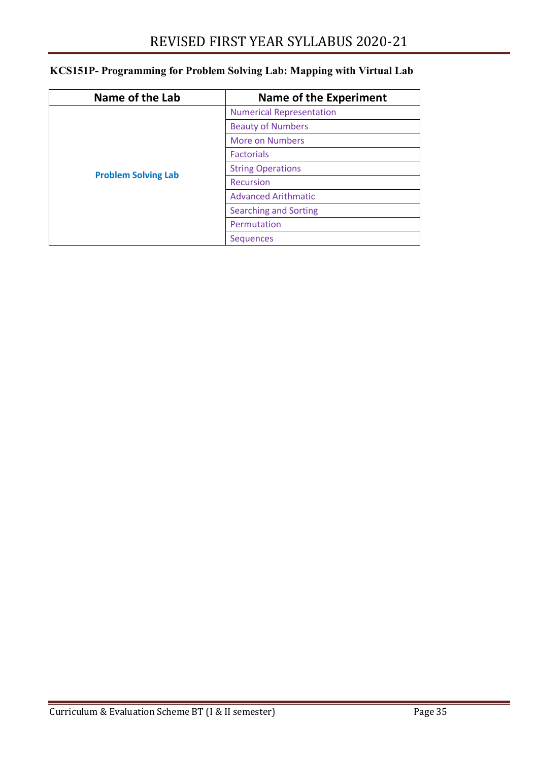**KCS151P- Programming for Problem Solving Lab: Mapping with Virtual Lab**

| Name of the Lab | Name of the Experiment |
|---|---|
| Problem Solving Lab | Numerical Representation |
| | Beauty of Numbers |
| | More on Numbers |
| | Factorials |
| | String Operations |
| | Recursion |
| | Advanced Arithmatic |
| | Searching and Sorting |
| | Permutation |
| | Sequences |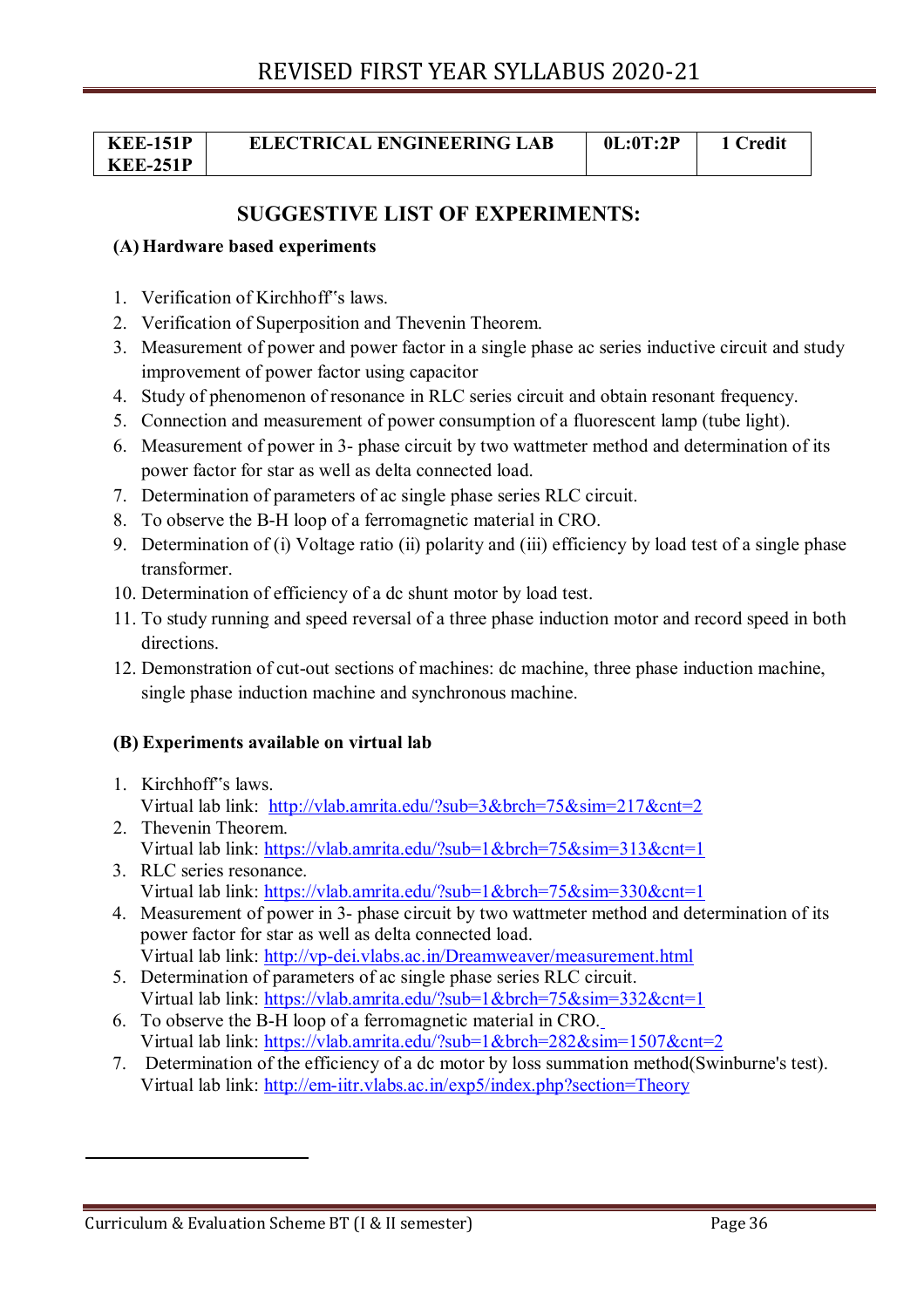| KEE-151P<br>KEE-251P | ELECTRICAL ENGINEERING LAB | 0L:0T:2P | 1 Credit |
|---|---|---|---|

## SUGGESTIVE LIST OF EXPERIMENTS:

**(A) Hardware based experiments**

1. Verification of Kirchhoff‟s laws.
2. Verification of Superposition and Thevenin Theorem.
3. Measurement of power and power factor in a single phase ac series inductive circuit and study improvement of power factor using capacitor
4. Study of phenomenon of resonance in RLC series circuit and obtain resonant frequency.
5. Connection and measurement of power consumption of a fluorescent lamp (tube light).
6. Measurement of power in 3- phase circuit by two wattmeter method and determination of its power factor for star as well as delta connected load.
7. Determination of parameters of ac single phase series RLC circuit.
8. To observe the B-H loop of a ferromagnetic material in CRO.
9. Determination of (i) Voltage ratio (ii) polarity and (iii) efficiency by load test of a single phase transformer.
10. Determination of efficiency of a dc shunt motor by load test.
11. To study running and speed reversal of a three phase induction motor and record speed in both directions.
12. Demonstration of cut-out sections of machines: dc machine, three phase induction machine, single phase induction machine and synchronous machine.

**(B) Experiments available on virtual lab**

1. Kirchhoff‟s laws.
   Virtual lab link: http://vlab.amrita.edu/?sub=3&brch=75&sim=217&cnt=2
2. Thevenin Theorem.
   Virtual lab link: https://vlab.amrita.edu/?sub=1&brch=75&sim=313&cnt=1
3. RLC series resonance.
   Virtual lab link: https://vlab.amrita.edu/?sub=1&brch=75&sim=330&cnt=1
4. Measurement of power in 3- phase circuit by two wattmeter method and determination of its power factor for star as well as delta connected load.
   Virtual lab link: http://vp-dei.vlabs.ac.in/Dreamweaver/measurement.html
5. Determination of parameters of ac single phase series RLC circuit.
   Virtual lab link: https://vlab.amrita.edu/?sub=1&brch=75&sim=332&cnt=1
6. To observe the B-H loop of a ferromagnetic material in CRO.
   Virtual lab link: https://vlab.amrita.edu/?sub=1&brch=282&sim=1507&cnt=2
7. Determination of the efficiency of a dc motor by loss summation method(Swinburne's test).
   Virtual lab link: http://em-iitr.vlabs.ac.in/exp5/index.php?section=Theory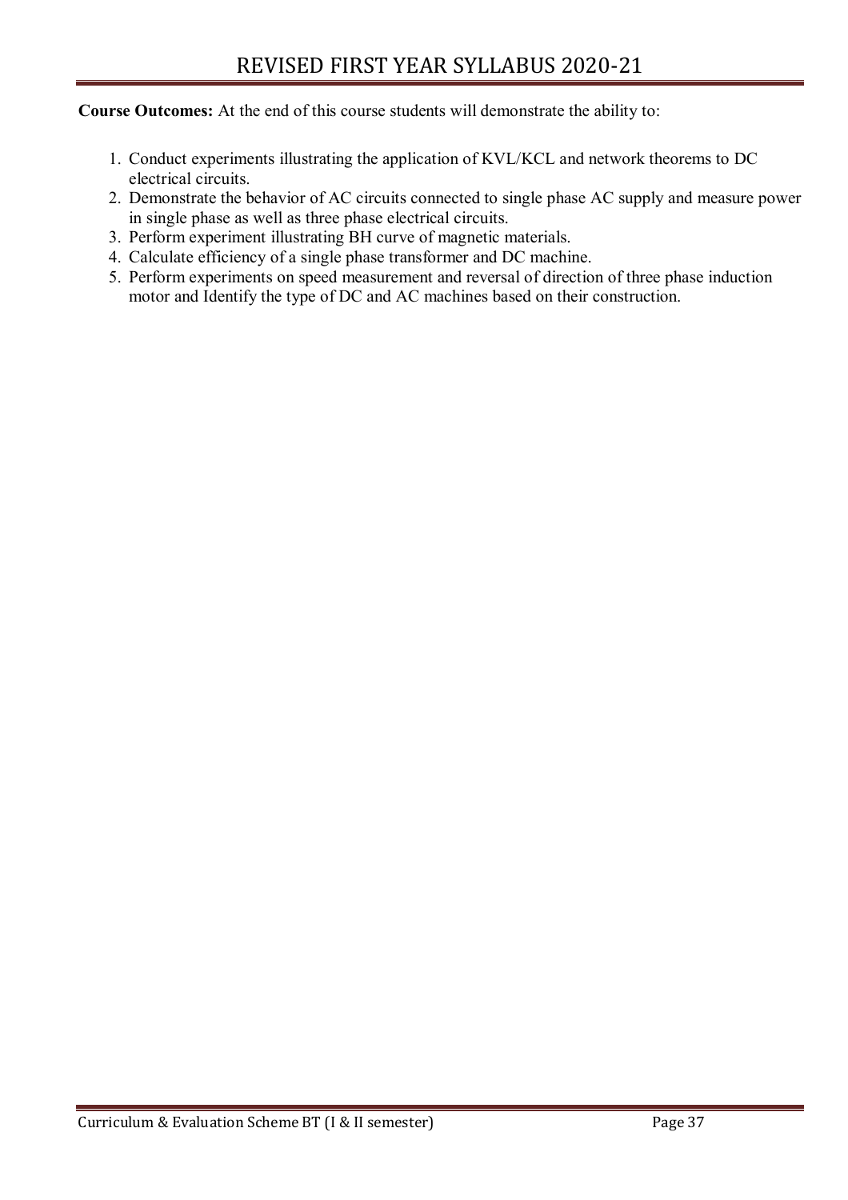**Course Outcomes:** At the end of this course students will demonstrate the ability to:

1. Conduct experiments illustrating the application of KVL/KCL and network theorems to DC electrical circuits.
2. Demonstrate the behavior of AC circuits connected to single phase AC supply and measure power in single phase as well as three phase electrical circuits.
3. Perform experiment illustrating BH curve of magnetic materials.
4. Calculate efficiency of a single phase transformer and DC machine.
5. Perform experiments on speed measurement and reversal of direction of three phase induction motor and Identify the type of DC and AC machines based on their construction.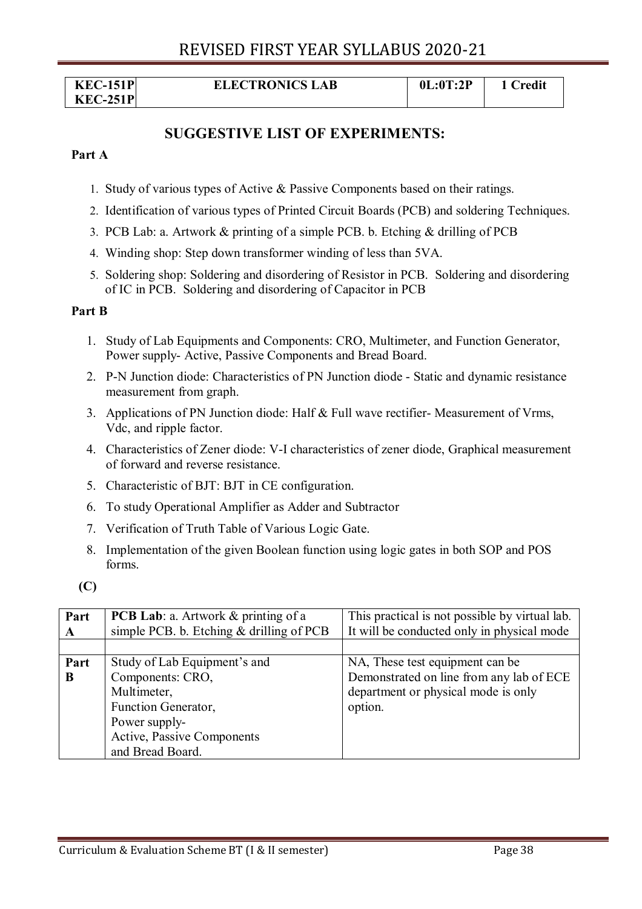| KEC-151P<br>KEC-251P | ELECTRONICS LAB | 0L:0T:2P | 1 Credit |
|---|---|---|---|

## SUGGESTIVE LIST OF EXPERIMENTS:

**Part A**

1. Study of various types of Active & Passive Components based on their ratings.
2. Identification of various types of Printed Circuit Boards (PCB) and soldering Techniques.
3. PCB Lab: a. Artwork & printing of a simple PCB. b. Etching & drilling of PCB
4. Winding shop: Step down transformer winding of less than 5VA.
5. Soldering shop: Soldering and disordering of Resistor in PCB. Soldering and disordering of IC in PCB. Soldering and disordering of Capacitor in PCB

**Part B**

1. Study of Lab Equipments and Components: CRO, Multimeter, and Function Generator, Power supply- Active, Passive Components and Bread Board.
2. P-N Junction diode: Characteristics of PN Junction diode - Static and dynamic resistance measurement from graph.
3. Applications of PN Junction diode: Half & Full wave rectifier- Measurement of Vrms, Vdc, and ripple factor.
4. Characteristics of Zener diode: V-I characteristics of zener diode, Graphical measurement of forward and reverse resistance.
5. Characteristic of BJT: BJT in CE configuration.
6. To study Operational Amplifier as Adder and Subtractor
7. Verification of Truth Table of Various Logic Gate.
8. Implementation of the given Boolean function using logic gates in both SOP and POS forms.

**(C)**

| Part A | **PCB Lab**: a. Artwork & printing of a simple PCB. b. Etching & drilling of PCB | This practical is not possible by virtual lab. It will be conducted only in physical mode |
|---|---|---|
| | | |
| **Part B** | Study of Lab Equipment's and Components: CRO, Multimeter, Function Generator, Power supply- Active, Passive Components and Bread Board. | NA, These test equipment can be Demonstrated on line from any lab of ECE department or physical mode is only option. |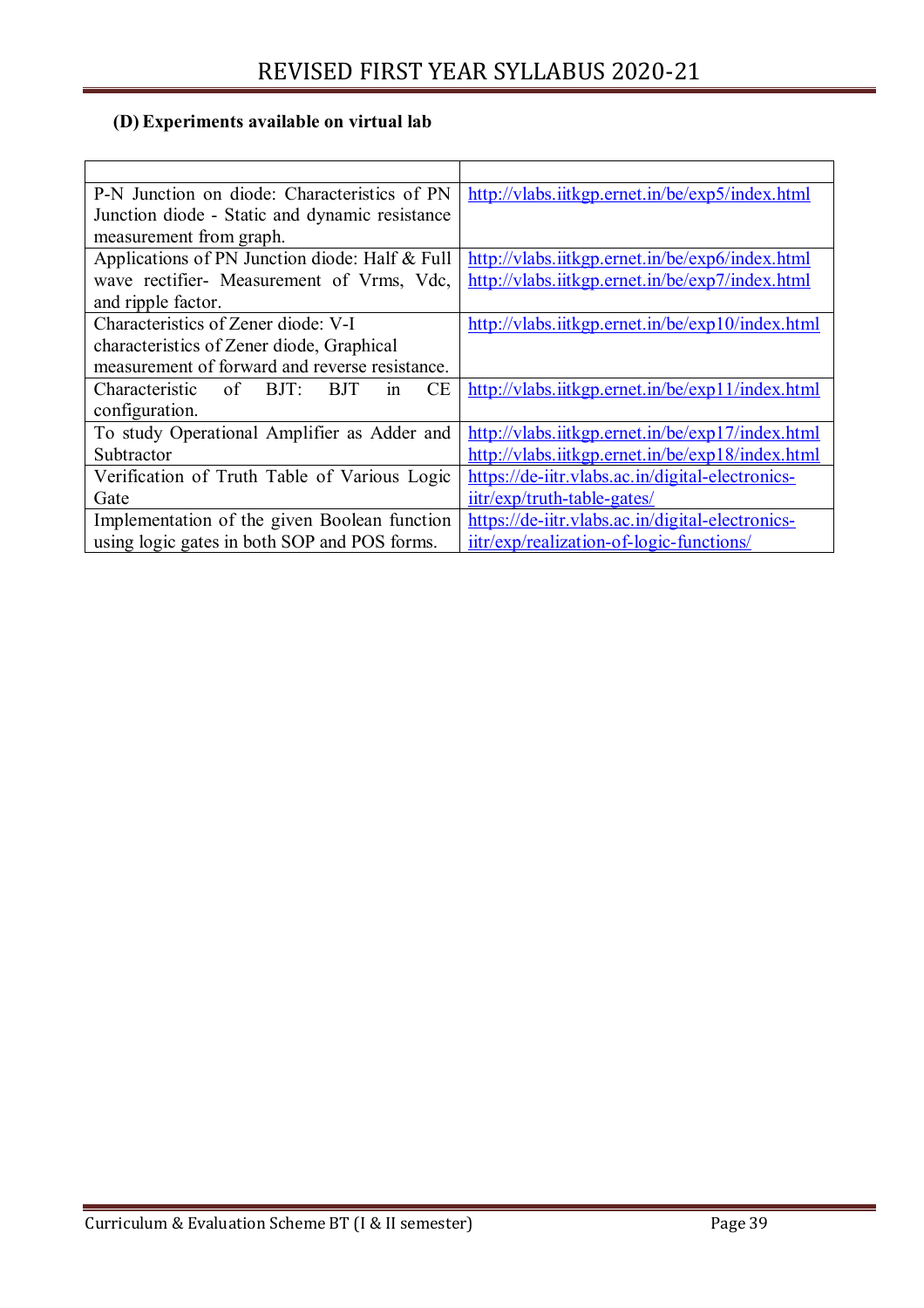**(D) Experiments available on virtual lab**

| | |
|---|---|
| P-N Junction on diode: Characteristics of PN Junction diode - Static and dynamic resistance measurement from graph. | http://vlabs.iitkgp.ernet.in/be/exp5/index.html |
| Applications of PN Junction diode: Half & Full wave rectifier- Measurement of Vrms, Vdc, and ripple factor. | http://vlabs.iitkgp.ernet.in/be/exp6/index.html http://vlabs.iitkgp.ernet.in/be/exp7/index.html |
| Characteristics of Zener diode: V-I characteristics of Zener diode, Graphical measurement of forward and reverse resistance. | http://vlabs.iitkgp.ernet.in/be/exp10/index.html |
| Characteristic of BJT: BJT in CE configuration. | http://vlabs.iitkgp.ernet.in/be/exp11/index.html |
| To study Operational Amplifier as Adder and Subtractor | http://vlabs.iitkgp.ernet.in/be/exp17/index.html http://vlabs.iitkgp.ernet.in/be/exp18/index.html |
| Verification of Truth Table of Various Logic Gate | https://de-iitr.vlabs.ac.in/digital-electronics-iitr/exp/truth-table-gates/ |
| Implementation of the given Boolean function using logic gates in both SOP and POS forms. | https://de-iitr.vlabs.ac.in/digital-electronics-iitr/exp/realization-of-logic-functions/ |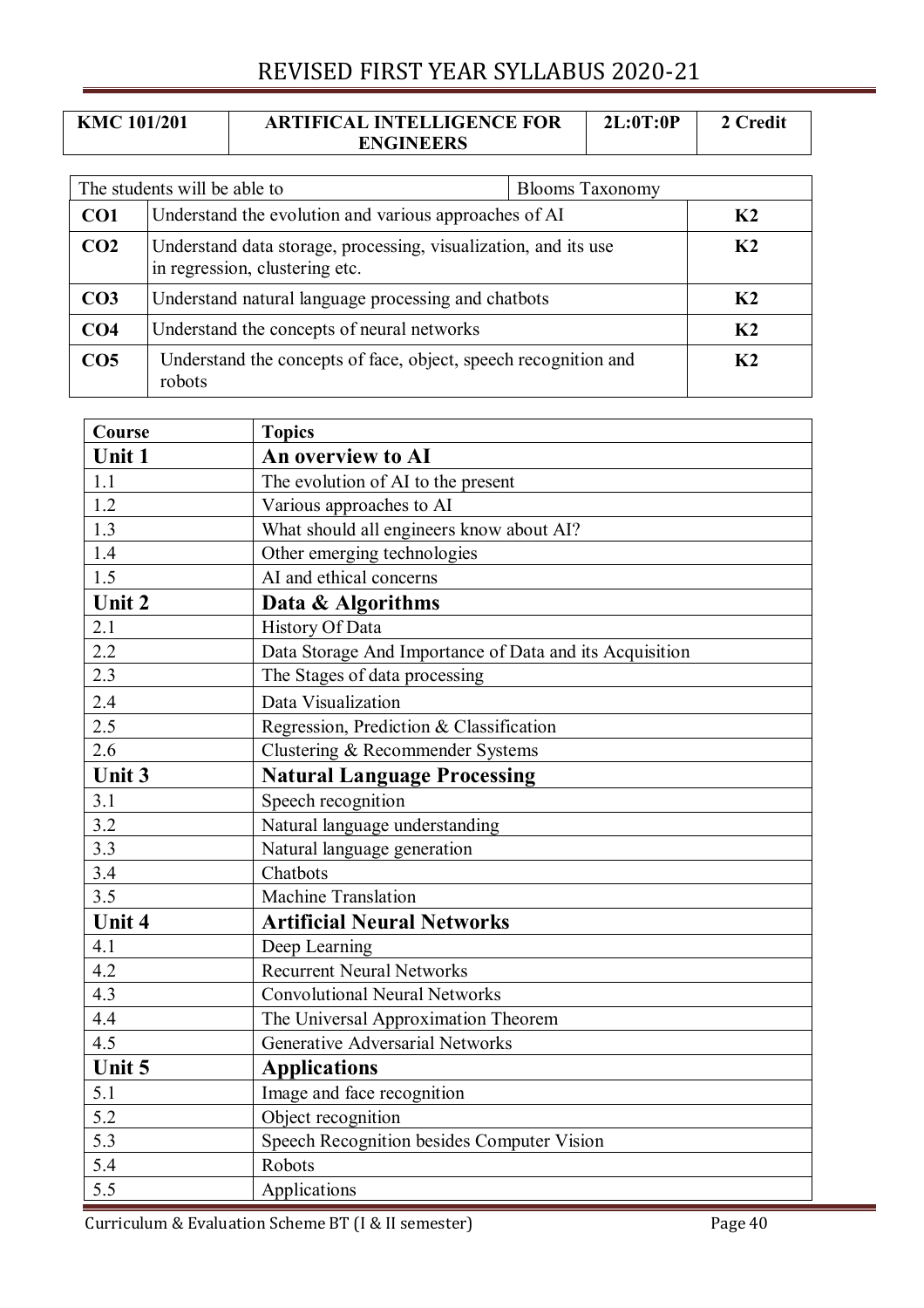| KMC 101/201 | ARTIFICAL INTELLIGENCE FOR ENGINEERS | 2L:0T:0P | 2 Credit |
|---|---|---|---|

| The students will be able to | | Blooms Taxonomy |
|---|---|---|
| **CO1** | Understand the evolution and various approaches of AI | **K2** |
| **CO2** | Understand data storage, processing, visualization, and its use in regression, clustering etc. | **K2** |
| **CO3** | Understand natural language processing and chatbots | **K2** |
| **CO4** | Understand the concepts of neural networks | **K2** |
| **CO5** | Understand the concepts of face, object, speech recognition and robots | **K2** |

| **Course** | **Topics** |
|---|---|
| **Unit 1** | **An overview to AI** |
| 1.1 | The evolution of AI to the present |
| 1.2 | Various approaches to AI |
| 1.3 | What should all engineers know about AI? |
| 1.4 | Other emerging technologies |
| 1.5 | AI and ethical concerns |
| **Unit 2** | **Data & Algorithms** |
| 2.1 | History Of Data |
| 2.2 | Data Storage And Importance of Data and its Acquisition |
| 2.3 | The Stages of data processing |
| 2.4 | Data Visualization |
| 2.5 | Regression, Prediction & Classification |
| 2.6 | Clustering & Recommender Systems |
| **Unit 3** | **Natural Language Processing** |
| 3.1 | Speech recognition |
| 3.2 | Natural language understanding |
| 3.3 | Natural language generation |
| 3.4 | Chatbots |
| 3.5 | Machine Translation |
| **Unit 4** | **Artificial Neural Networks** |
| 4.1 | Deep Learning |
| 4.2 | Recurrent Neural Networks |
| 4.3 | Convolutional Neural Networks |
| 4.4 | The Universal Approximation Theorem |
| 4.5 | Generative Adversarial Networks |
| **Unit 5** | **Applications** |
| 5.1 | Image and face recognition |
| 5.2 | Object recognition |
| 5.3 | Speech Recognition besides Computer Vision |
| 5.4 | Robots |
| 5.5 | Applications |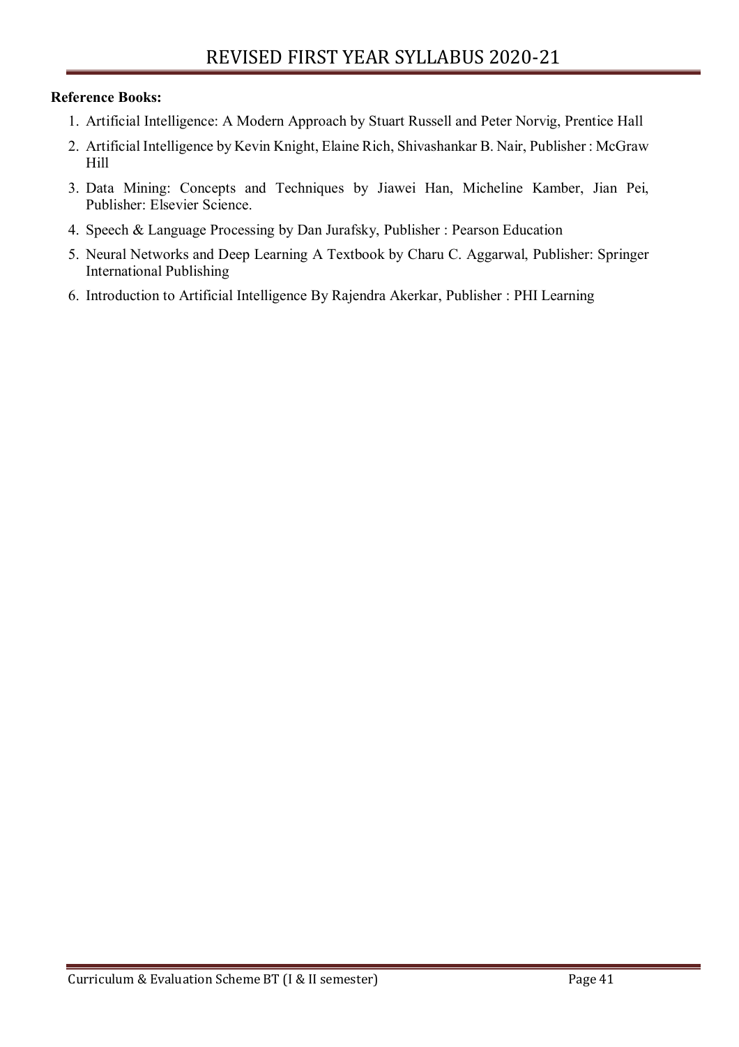**Reference Books:**

1. Artificial Intelligence: A Modern Approach by Stuart Russell and Peter Norvig, Prentice Hall
2. Artificial Intelligence by Kevin Knight, Elaine Rich, Shivashankar B. Nair, Publisher : McGraw Hill
3. Data Mining: Concepts and Techniques by Jiawei Han, Micheline Kamber, Jian Pei, Publisher: Elsevier Science.
4. Speech & Language Processing by Dan Jurafsky, Publisher : Pearson Education
5. Neural Networks and Deep Learning A Textbook by Charu C. Aggarwal, Publisher: Springer International Publishing
6. Introduction to Artificial Intelligence By Rajendra Akerkar, Publisher : PHI Learning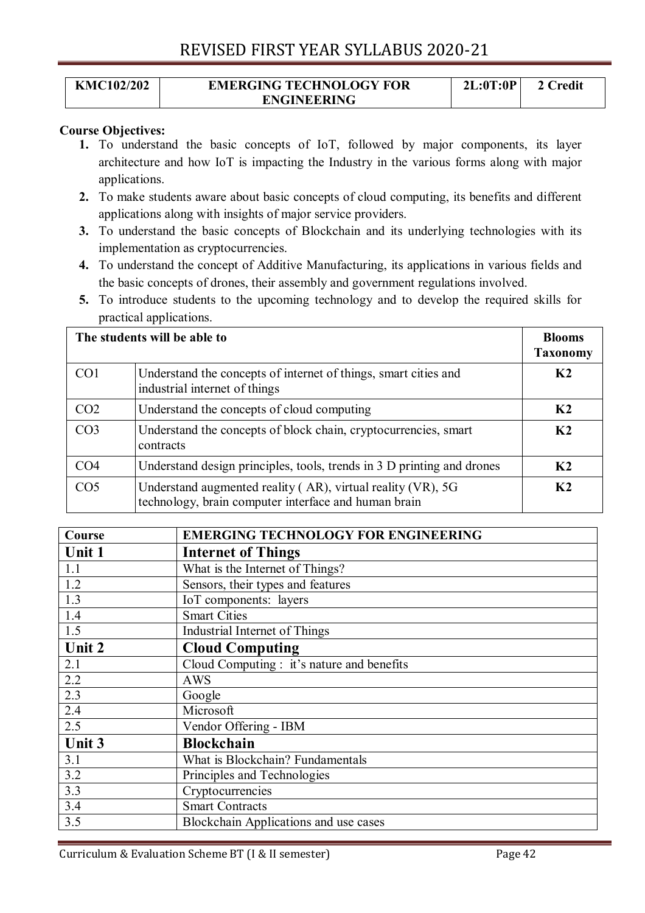| KMC102/202 | EMERGING TECHNOLOGY FOR ENGINEERING | 2L:0T:0P | 2 Credit |
|---|---|---|---|

**Course Objectives:**

1. To understand the basic concepts of IoT, followed by major components, its layer architecture and how IoT is impacting the Industry in the various forms along with major applications.
2. To make students aware about basic concepts of cloud computing, its benefits and different applications along with insights of major service providers.
3. To understand the basic concepts of Blockchain and its underlying technologies with its implementation as cryptocurrencies.
4. To understand the concept of Additive Manufacturing, its applications in various fields and the basic concepts of drones, their assembly and government regulations involved.
5. To introduce students to the upcoming technology and to develop the required skills for practical applications.

| The students will be able to | | Blooms Taxonomy |
|---|---|---|
| CO1 | Understand the concepts of internet of things, smart cities and industrial internet of things | K2 |
| CO2 | Understand the concepts of cloud computing | K2 |
| CO3 | Understand the concepts of block chain, cryptocurrencies, smart contracts | K2 |
| CO4 | Understand design principles, tools, trends in 3 D printing and drones | K2 |
| CO5 | Understand augmented reality ( AR), virtual reality (VR), 5G technology, brain computer interface and human brain | K2 |

| Course | EMERGING TECHNOLOGY FOR ENGINEERING |
|---|---|
| **Unit 1** | **Internet of Things** |
| 1.1 | What is the Internet of Things? |
| 1.2 | Sensors, their types and features |
| 1.3 | IoT components: layers |
| 1.4 | Smart Cities |
| 1.5 | Industrial Internet of Things |
| **Unit 2** | **Cloud Computing** |
| 2.1 | Cloud Computing : it's nature and benefits |
| 2.2 | AWS |
| 2.3 | Google |
| 2.4 | Microsoft |
| 2.5 | Vendor Offering - IBM |
| **Unit 3** | **Blockchain** |
| 3.1 | What is Blockchain? Fundamentals |
| 3.2 | Principles and Technologies |
| 3.3 | Cryptocurrencies |
| 3.4 | Smart Contracts |
| 3.5 | Blockchain Applications and use cases |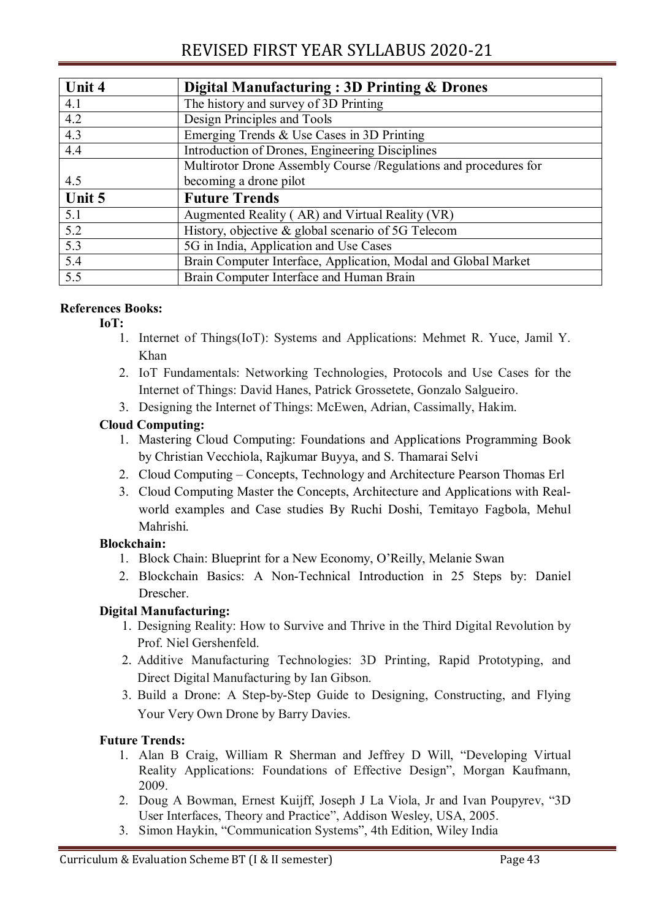| Unit 4 | Digital Manufacturing : 3D Printing & Drones |
|---|---|
| 4.1 | The history and survey of 3D Printing |
| 4.2 | Design Principles and Tools |
| 4.3 | Emerging Trends & Use Cases in 3D Printing |
| 4.4 | Introduction of Drones, Engineering Disciplines |
| 4.5 | Multirotor Drone Assembly Course /Regulations and procedures for becoming a drone pilot |
| **Unit 5** | **Future Trends** |
| 5.1 | Augmented Reality ( AR) and Virtual Reality (VR) |
| 5.2 | History, objective & global scenario of 5G Telecom |
| 5.3 | 5G in India, Application and Use Cases |
| 5.4 | Brain Computer Interface, Application, Modal and Global Market |
| 5.5 | Brain Computer Interface and Human Brain |

**References Books:**

**IoT:**

1. Internet of Things(IoT): Systems and Applications: Mehmet R. Yuce, Jamil Y. Khan
2. IoT Fundamentals: Networking Technologies, Protocols and Use Cases for the Internet of Things: David Hanes, Patrick Grossetete, Gonzalo Salgueiro.
3. Designing the Internet of Things: McEwen, Adrian, Cassimally, Hakim.

**Cloud Computing:**

1. Mastering Cloud Computing: Foundations and Applications Programming Book by Christian Vecchiola, Rajkumar Buyya, and S. Thamarai Selvi
2. Cloud Computing – Concepts, Technology and Architecture Pearson Thomas Erl
3. Cloud Computing Master the Concepts, Architecture and Applications with Real-world examples and Case studies By Ruchi Doshi, Temitayo Fagbola, Mehul Mahrishi.

**Blockchain:**

1. Block Chain: Blueprint for a New Economy, O'Reilly, Melanie Swan
2. Blockchain Basics: A Non-Technical Introduction in 25 Steps by: Daniel Drescher.

**Digital Manufacturing:**

1. Designing Reality: How to Survive and Thrive in the Third Digital Revolution by Prof. Niel Gershenfeld.
2. Additive Manufacturing Technologies: 3D Printing, Rapid Prototyping, and Direct Digital Manufacturing by Ian Gibson.
3. Build a Drone: A Step-by-Step Guide to Designing, Constructing, and Flying Your Very Own Drone by Barry Davies.

**Future Trends:**

1. Alan B Craig, William R Sherman and Jeffrey D Will, "Developing Virtual Reality Applications: Foundations of Effective Design", Morgan Kaufmann, 2009.
2. Doug A Bowman, Ernest Kuijff, Joseph J La Viola, Jr and Ivan Poupyrev, "3D User Interfaces, Theory and Practice", Addison Wesley, USA, 2005.
3. Simon Haykin, "Communication Systems", 4th Edition, Wiley India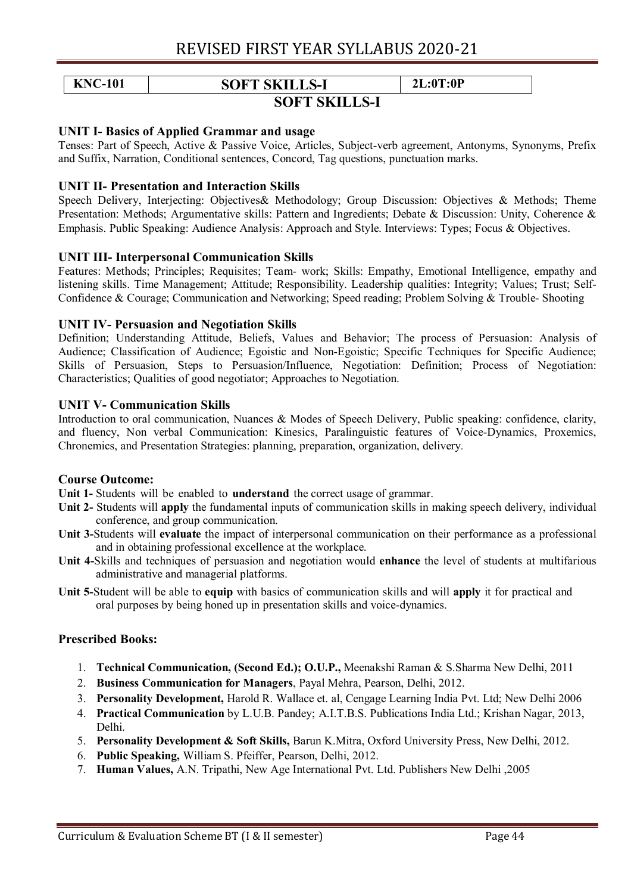| KNC-101 | SOFT SKILLS-I | 2L:0T:0P |
|---|---|---|

## SOFT SKILLS-I

### UNIT I- Basics of Applied Grammar and usage

Tenses: Part of Speech, Active & Passive Voice, Articles, Subject-verb agreement, Antonyms, Synonyms, Prefix and Suffix, Narration, Conditional sentences, Concord, Tag questions, punctuation marks.

### UNIT II- Presentation and Interaction Skills

Speech Delivery, Interjecting: Objectives& Methodology; Group Discussion: Objectives & Methods; Theme Presentation: Methods; Argumentative skills: Pattern and Ingredients; Debate & Discussion: Unity, Coherence & Emphasis. Public Speaking: Audience Analysis: Approach and Style. Interviews: Types; Focus & Objectives.

### UNIT III- Interpersonal Communication Skills

Features: Methods; Principles; Requisites; Team- work; Skills: Empathy, Emotional Intelligence, empathy and listening skills. Time Management; Attitude; Responsibility. Leadership qualities: Integrity; Values; Trust; Self-Confidence & Courage; Communication and Networking; Speed reading; Problem Solving & Trouble- Shooting

### UNIT IV- Persuasion and Negotiation Skills

Definition; Understanding Attitude, Beliefs, Values and Behavior; The process of Persuasion: Analysis of Audience; Classification of Audience; Egoistic and Non-Egoistic; Specific Techniques for Specific Audience; Skills of Persuasion, Steps to Persuasion/Influence, Negotiation: Definition; Process of Negotiation: Characteristics; Qualities of good negotiator; Approaches to Negotiation.

### UNIT V- Communication Skills

Introduction to oral communication, Nuances & Modes of Speech Delivery, Public speaking: confidence, clarity, and fluency, Non verbal Communication: Kinesics, Paralinguistic features of Voice-Dynamics, Proxemics, Chronemics, and Presentation Strategies: planning, preparation, organization, delivery.

### Course Outcome:

**Unit 1-** Students will be enabled to **understand** the correct usage of grammar.

**Unit 2-** Students will **apply** the fundamental inputs of communication skills in making speech delivery, individual conference, and group communication.

**Unit 3-**Students will **evaluate** the impact of interpersonal communication on their performance as a professional and in obtaining professional excellence at the workplace.

**Unit 4-**Skills and techniques of persuasion and negotiation would **enhance** the level of students at multifarious administrative and managerial platforms.

**Unit 5-**Student will be able to **equip** with basics of communication skills and will **apply** it for practical and oral purposes by being honed up in presentation skills and voice-dynamics.

### Prescribed Books:

1. **Technical Communication, (Second Ed.); O.U.P.,** Meenakshi Raman & S.Sharma New Delhi, 2011
2. **Business Communication for Managers**, Payal Mehra, Pearson, Delhi, 2012.
3. **Personality Development,** Harold R. Wallace et. al, Cengage Learning India Pvt. Ltd; New Delhi 2006
4. **Practical Communication** by L.U.B. Pandey; A.I.T.B.S. Publications India Ltd.; Krishan Nagar, 2013, Delhi.
5. **Personality Development & Soft Skills,** Barun K.Mitra, Oxford University Press, New Delhi, 2012.
6. **Public Speaking,** William S. Pfeiffer, Pearson, Delhi, 2012.
7. **Human Values,** A.N. Tripathi, New Age International Pvt. Ltd. Publishers New Delhi ,2005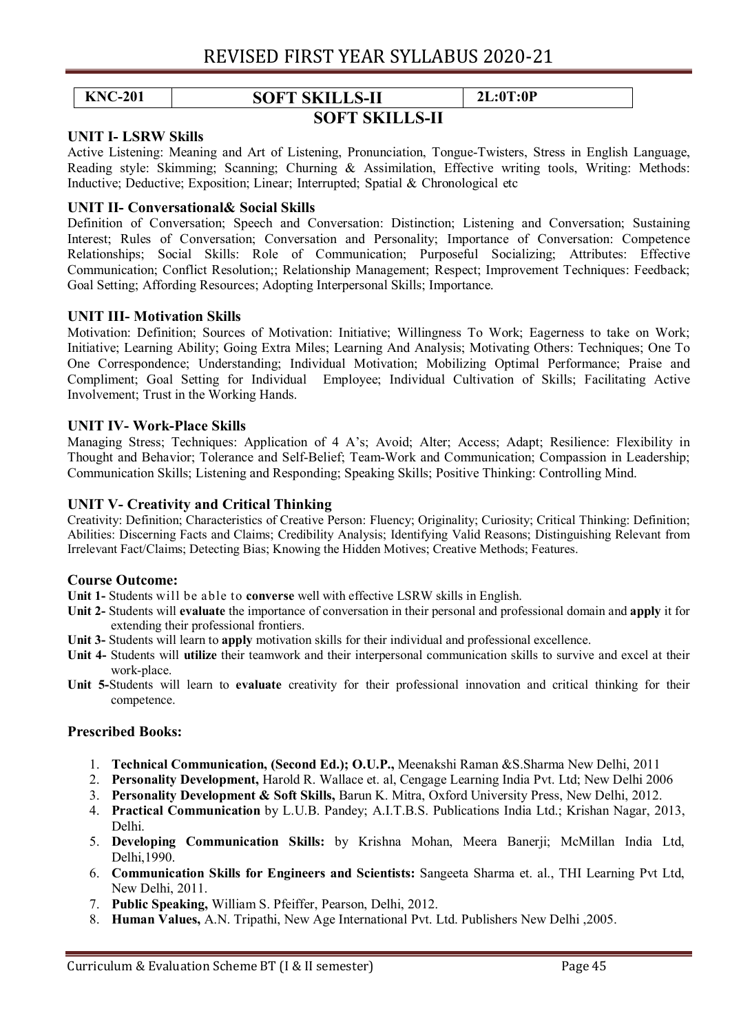| KNC-201 | SOFT SKILLS-II | 2L:0T:0P |
|---|---|---|

# SOFT SKILLS-II

### UNIT I- LSRW Skills

Active Listening: Meaning and Art of Listening, Pronunciation, Tongue-Twisters, Stress in English Language, Reading style: Skimming; Scanning; Churning & Assimilation, Effective writing tools, Writing: Methods: Inductive; Deductive; Exposition; Linear; Interrupted; Spatial & Chronological etc

### UNIT II- Conversational& Social Skills

Definition of Conversation; Speech and Conversation: Distinction; Listening and Conversation; Sustaining Interest; Rules of Conversation; Conversation and Personality; Importance of Conversation: Competence Relationships; Social Skills: Role of Communication; Purposeful Socializing; Attributes: Effective Communication; Conflict Resolution;; Relationship Management; Respect; Improvement Techniques: Feedback; Goal Setting; Affording Resources; Adopting Interpersonal Skills; Importance.

### UNIT III- Motivation Skills

Motivation: Definition; Sources of Motivation: Initiative; Willingness To Work; Eagerness to take on Work; Initiative; Learning Ability; Going Extra Miles; Learning And Analysis; Motivating Others: Techniques; One To One Correspondence; Understanding; Individual Motivation; Mobilizing Optimal Performance; Praise and Compliment; Goal Setting for Individual Employee; Individual Cultivation of Skills; Facilitating Active Involvement; Trust in the Working Hands.

### UNIT IV- Work-Place Skills

Managing Stress; Techniques: Application of 4 A's; Avoid; Alter; Access; Adapt; Resilience: Flexibility in Thought and Behavior; Tolerance and Self-Belief; Team-Work and Communication; Compassion in Leadership; Communication Skills; Listening and Responding; Speaking Skills; Positive Thinking: Controlling Mind.

### UNIT V- Creativity and Critical Thinking

Creativity: Definition; Characteristics of Creative Person: Fluency; Originality; Curiosity; Critical Thinking: Definition; Abilities: Discerning Facts and Claims; Credibility Analysis; Identifying Valid Reasons; Distinguishing Relevant from Irrelevant Fact/Claims; Detecting Bias; Knowing the Hidden Motives; Creative Methods; Features.

### Course Outcome:

**Unit 1-** Students will be able to **converse** well with effective LSRW skills in English.

**Unit 2-** Students will **evaluate** the importance of conversation in their personal and professional domain and **apply** it for extending their professional frontiers.

**Unit 3-** Students will learn to **apply** motivation skills for their individual and professional excellence.

**Unit 4-** Students will **utilize** their teamwork and their interpersonal communication skills to survive and excel at their work-place.

**Unit 5-**Students will learn to **evaluate** creativity for their professional innovation and critical thinking for their competence.

### Prescribed Books:

1. **Technical Communication, (Second Ed.); O.U.P.,** Meenakshi Raman &S.Sharma New Delhi, 2011
2. **Personality Development,** Harold R. Wallace et. al, Cengage Learning India Pvt. Ltd; New Delhi 2006
3. **Personality Development & Soft Skills,** Barun K. Mitra, Oxford University Press, New Delhi, 2012.
4. **Practical Communication** by L.U.B. Pandey; A.I.T.B.S. Publications India Ltd.; Krishan Nagar, 2013, Delhi.
5. **Developing Communication Skills:** by Krishna Mohan, Meera Banerji; McMillan India Ltd, Delhi,1990.
6. **Communication Skills for Engineers and Scientists:** Sangeeta Sharma et. al., THI Learning Pvt Ltd, New Delhi, 2011.
7. **Public Speaking,** William S. Pfeiffer, Pearson, Delhi, 2012.
8. **Human Values,** A.N. Tripathi, New Age International Pvt. Ltd. Publishers New Delhi ,2005.